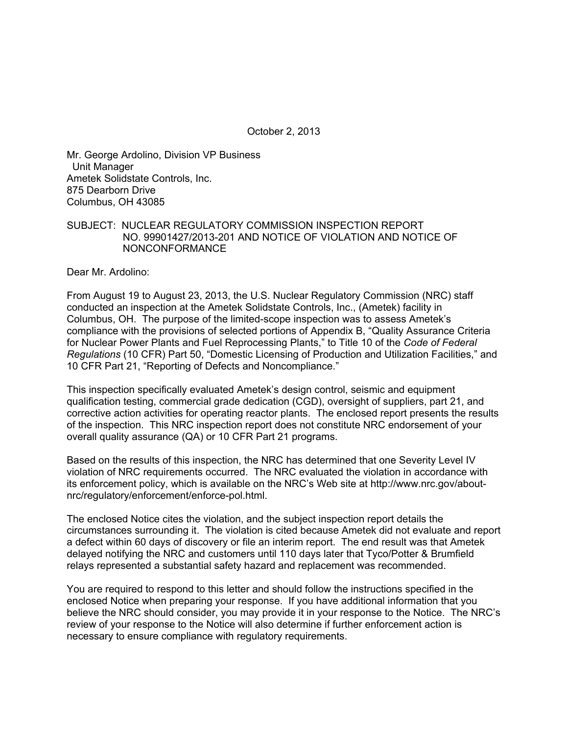October 2, 2013

Mr. George Ardolino, Division VP Business
Unit Manager
Ametek Solidstate Controls, Inc.
875 Dearborn Drive
Columbus, OH 43085

SUBJECT: NUCLEAR REGULATORY COMMISSION INSPECTION REPORT NO. 99901427/2013-201 AND NOTICE OF VIOLATION AND NOTICE OF NONCONFORMANCE

Dear Mr. Ardolino:

From August 19 to August 23, 2013, the U.S. Nuclear Regulatory Commission (NRC) staff conducted an inspection at the Ametek Solidstate Controls, Inc., (Ametek) facility in Columbus, OH. The purpose of the limited-scope inspection was to assess Ametek's compliance with the provisions of selected portions of Appendix B, "Quality Assurance Criteria for Nuclear Power Plants and Fuel Reprocessing Plants," to Title 10 of the *Code of Federal Regulations* (10 CFR) Part 50, "Domestic Licensing of Production and Utilization Facilities," and 10 CFR Part 21, "Reporting of Defects and Noncompliance."

This inspection specifically evaluated Ametek's design control, seismic and equipment qualification testing, commercial grade dedication (CGD), oversight of suppliers, part 21, and corrective action activities for operating reactor plants. The enclosed report presents the results of the inspection. This NRC inspection report does not constitute NRC endorsement of your overall quality assurance (QA) or 10 CFR Part 21 programs.

Based on the results of this inspection, the NRC has determined that one Severity Level IV violation of NRC requirements occurred. The NRC evaluated the violation in accordance with its enforcement policy, which is available on the NRC's Web site at http://www.nrc.gov/about-nrc/regulatory/enforcement/enforce-pol.html.

The enclosed Notice cites the violation, and the subject inspection report details the circumstances surrounding it. The violation is cited because Ametek did not evaluate and report a defect within 60 days of discovery or file an interim report. The end result was that Ametek delayed notifying the NRC and customers until 110 days later that Tyco/Potter & Brumfield relays represented a substantial safety hazard and replacement was recommended.

You are required to respond to this letter and should follow the instructions specified in the enclosed Notice when preparing your response. If you have additional information that you believe the NRC should consider, you may provide it in your response to the Notice. The NRC's review of your response to the Notice will also determine if further enforcement action is necessary to ensure compliance with regulatory requirements.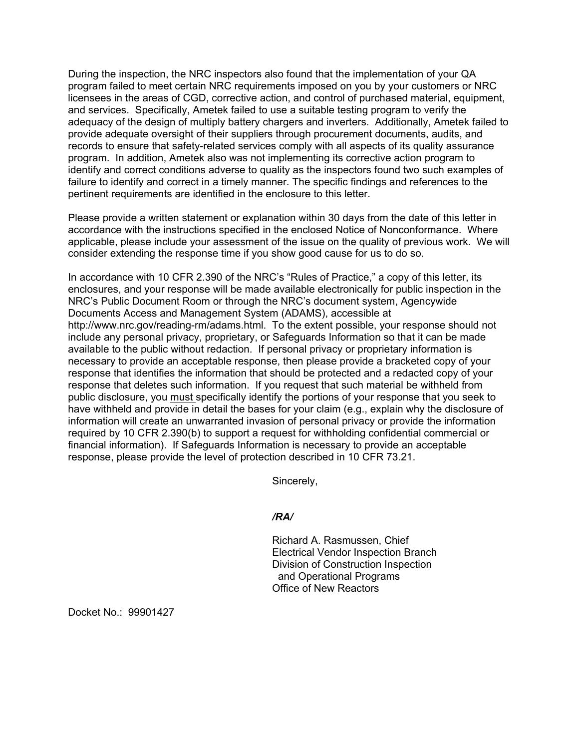During the inspection, the NRC inspectors also found that the implementation of your QA program failed to meet certain NRC requirements imposed on you by your customers or NRC licensees in the areas of CGD, corrective action, and control of purchased material, equipment, and services. Specifically, Ametek failed to use a suitable testing program to verify the adequacy of the design of multiply battery chargers and inverters. Additionally, Ametek failed to provide adequate oversight of their suppliers through procurement documents, audits, and records to ensure that safety-related services comply with all aspects of its quality assurance program. In addition, Ametek also was not implementing its corrective action program to identify and correct conditions adverse to quality as the inspectors found two such examples of failure to identify and correct in a timely manner. The specific findings and references to the pertinent requirements are identified in the enclosure to this letter.

Please provide a written statement or explanation within 30 days from the date of this letter in accordance with the instructions specified in the enclosed Notice of Nonconformance. Where applicable, please include your assessment of the issue on the quality of previous work. We will consider extending the response time if you show good cause for us to do so.

In accordance with 10 CFR 2.390 of the NRC's "Rules of Practice," a copy of this letter, its enclosures, and your response will be made available electronically for public inspection in the NRC's Public Document Room or through the NRC's document system, Agencywide Documents Access and Management System (ADAMS), accessible at http://www.nrc.gov/reading-rm/adams.html. To the extent possible, your response should not include any personal privacy, proprietary, or Safeguards Information so that it can be made available to the public without redaction. If personal privacy or proprietary information is necessary to provide an acceptable response, then please provide a bracketed copy of your response that identifies the information that should be protected and a redacted copy of your response that deletes such information. If you request that such material be withheld from public disclosure, you <u>must</u> specifically identify the portions of your response that you seek to have withheld and provide in detail the bases for your claim (e.g., explain why the disclosure of information will create an unwarranted invasion of personal privacy or provide the information required by 10 CFR 2.390(b) to support a request for withholding confidential commercial or financial information). If Safeguards Information is necessary to provide an acceptable response, please provide the level of protection described in 10 CFR 73.21.

Sincerely,

*/RA/*

Richard A. Rasmussen, Chief
Electrical Vendor Inspection Branch
Division of Construction Inspection
and Operational Programs
Office of New Reactors

Docket No.: 99901427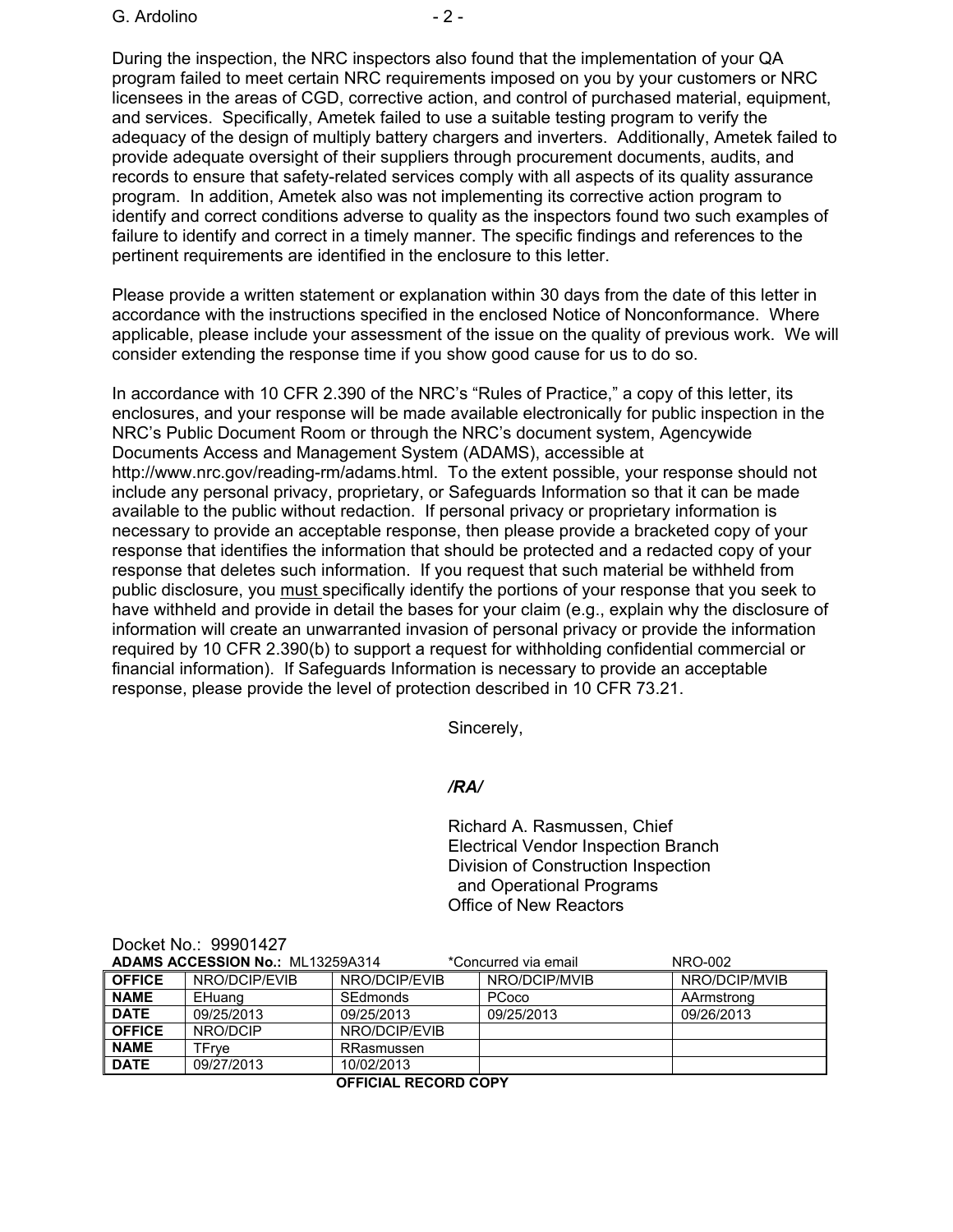During the inspection, the NRC inspectors also found that the implementation of your QA program failed to meet certain NRC requirements imposed on you by your customers or NRC licensees in the areas of CGD, corrective action, and control of purchased material, equipment, and services. Specifically, Ametek failed to use a suitable testing program to verify the adequacy of the design of multiply battery chargers and inverters. Additionally, Ametek failed to provide adequate oversight of their suppliers through procurement documents, audits, and records to ensure that safety-related services comply with all aspects of its quality assurance program. In addition, Ametek also was not implementing its corrective action program to identify and correct conditions adverse to quality as the inspectors found two such examples of failure to identify and correct in a timely manner. The specific findings and references to the pertinent requirements are identified in the enclosure to this letter.

Please provide a written statement or explanation within 30 days from the date of this letter in accordance with the instructions specified in the enclosed Notice of Nonconformance. Where applicable, please include your assessment of the issue on the quality of previous work. We will consider extending the response time if you show good cause for us to do so.

In accordance with 10 CFR 2.390 of the NRC's "Rules of Practice," a copy of this letter, its enclosures, and your response will be made available electronically for public inspection in the NRC's Public Document Room or through the NRC's document system, Agencywide Documents Access and Management System (ADAMS), accessible at http://www.nrc.gov/reading-rm/adams.html. To the extent possible, your response should not include any personal privacy, proprietary, or Safeguards Information so that it can be made available to the public without redaction. If personal privacy or proprietary information is necessary to provide an acceptable response, then please provide a bracketed copy of your response that identifies the information that should be protected and a redacted copy of your response that deletes such information. If you request that such material be withheld from public disclosure, you must specifically identify the portions of your response that you seek to have withheld and provide in detail the bases for your claim (e.g., explain why the disclosure of information will create an unwarranted invasion of personal privacy or provide the information required by 10 CFR 2.390(b) to support a request for withholding confidential commercial or financial information). If Safeguards Information is necessary to provide an acceptable response, please provide the level of protection described in 10 CFR 73.21.

Sincerely,

*/RA/*

Richard A. Rasmussen, Chief
Electrical Vendor Inspection Branch
Division of Construction Inspection
and Operational Programs
Office of New Reactors

Docket No.: 99901427

**ADAMS ACCESSION No.:** ML13259A314 *Concurred via email NRO-002

| **OFFICE** | NRO/DCIP/EVIB | NRO/DCIP/EVIB | NRO/DCIP/MVIB | NRO/DCIP/MVIB |
|---|---|---|---|---|
| **NAME** | EHuang | SEdmonds | PCoco | AArmstrong |
| **DATE** | 09/25/2013 | 09/25/2013 | 09/25/2013 | 09/26/2013 |
| **OFFICE** | NRO/DCIP | NRO/DCIP/EVIB | | |
| **NAME** | TFrye | RRasmussen | | |
| **DATE** | 09/27/2013 | 10/02/2013 | | |

**OFFICIAL RECORD COPY**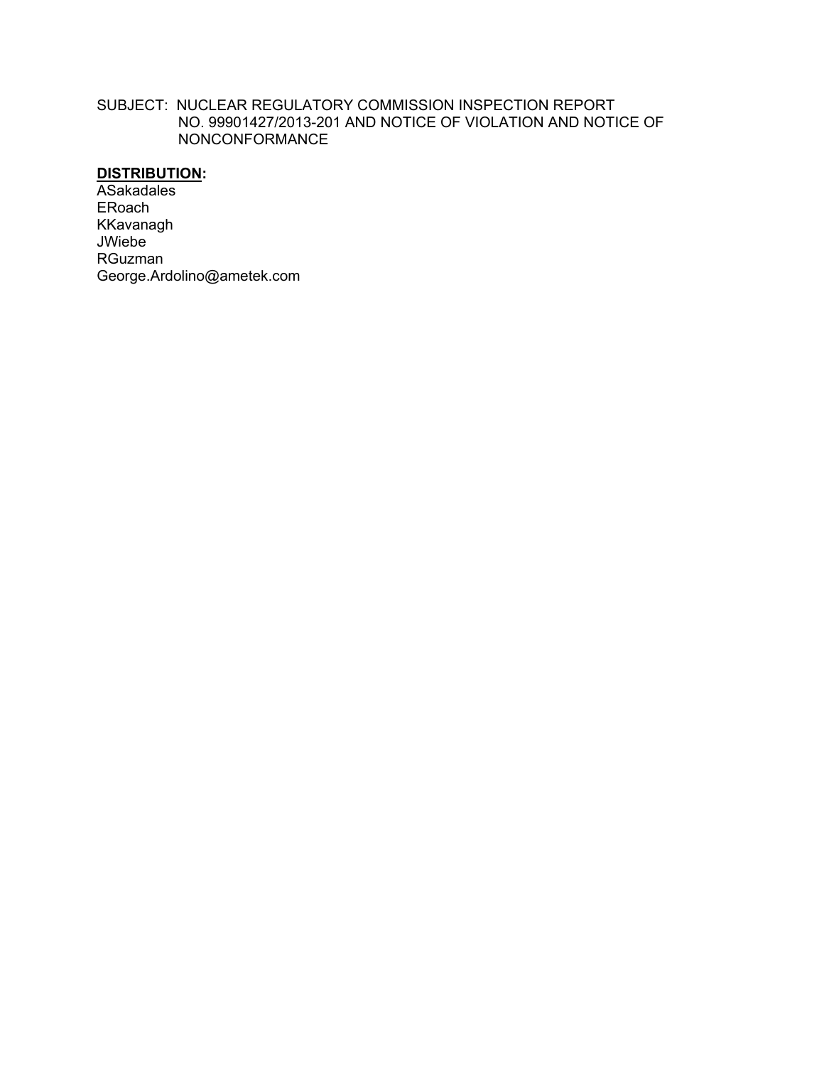SUBJECT: NUCLEAR REGULATORY COMMISSION INSPECTION REPORT NO. 99901427/2013-201 AND NOTICE OF VIOLATION AND NOTICE OF NONCONFORMANCE

**DISTRIBUTION:**

ASakadales
ERoach
KKavanagh
JWiebe
RGuzman
George.Ardolino@ametek.com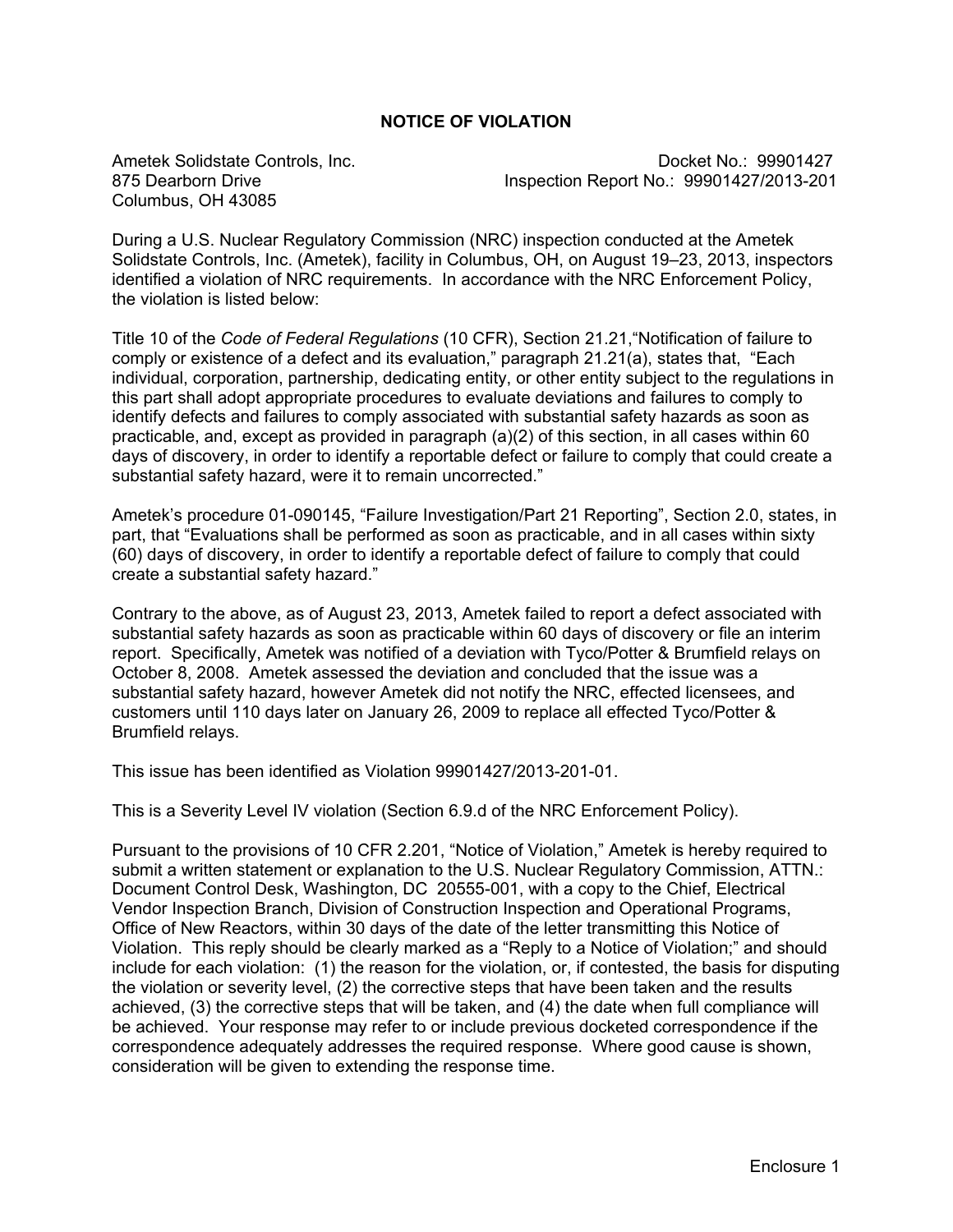## NOTICE OF VIOLATION

Ametek Solidstate Controls, Inc.
875 Dearborn Drive
Columbus, OH 43085

Docket No.: 99901427
Inspection Report No.: 99901427/2013-201

During a U.S. Nuclear Regulatory Commission (NRC) inspection conducted at the Ametek Solidstate Controls, Inc. (Ametek), facility in Columbus, OH, on August 19–23, 2013, inspectors identified a violation of NRC requirements. In accordance with the NRC Enforcement Policy, the violation is listed below:

Title 10 of the *Code of Federal Regulations* (10 CFR), Section 21.21,"Notification of failure to comply or existence of a defect and its evaluation," paragraph 21.21(a), states that, "Each individual, corporation, partnership, dedicating entity, or other entity subject to the regulations in this part shall adopt appropriate procedures to evaluate deviations and failures to comply to identify defects and failures to comply associated with substantial safety hazards as soon as practicable, and, except as provided in paragraph (a)(2) of this section, in all cases within 60 days of discovery, in order to identify a reportable defect or failure to comply that could create a substantial safety hazard, were it to remain uncorrected."

Ametek's procedure 01-090145, "Failure Investigation/Part 21 Reporting", Section 2.0, states, in part, that "Evaluations shall be performed as soon as practicable, and in all cases within sixty (60) days of discovery, in order to identify a reportable defect of failure to comply that could create a substantial safety hazard."

Contrary to the above, as of August 23, 2013, Ametek failed to report a defect associated with substantial safety hazards as soon as practicable within 60 days of discovery or file an interim report. Specifically, Ametek was notified of a deviation with Tyco/Potter & Brumfield relays on October 8, 2008. Ametek assessed the deviation and concluded that the issue was a substantial safety hazard, however Ametek did not notify the NRC, effected licensees, and customers until 110 days later on January 26, 2009 to replace all effected Tyco/Potter & Brumfield relays.

This issue has been identified as Violation 99901427/2013-201-01.

This is a Severity Level IV violation (Section 6.9.d of the NRC Enforcement Policy).

Pursuant to the provisions of 10 CFR 2.201, "Notice of Violation," Ametek is hereby required to submit a written statement or explanation to the U.S. Nuclear Regulatory Commission, ATTN.: Document Control Desk, Washington, DC 20555-001, with a copy to the Chief, Electrical Vendor Inspection Branch, Division of Construction Inspection and Operational Programs, Office of New Reactors, within 30 days of the date of the letter transmitting this Notice of Violation. This reply should be clearly marked as a "Reply to a Notice of Violation;" and should include for each violation: (1) the reason for the violation, or, if contested, the basis for disputing the violation or severity level, (2) the corrective steps that have been taken and the results achieved, (3) the corrective steps that will be taken, and (4) the date when full compliance will be achieved. Your response may refer to or include previous docketed correspondence if the correspondence adequately addresses the required response. Where good cause is shown, consideration will be given to extending the response time.

Enclosure 1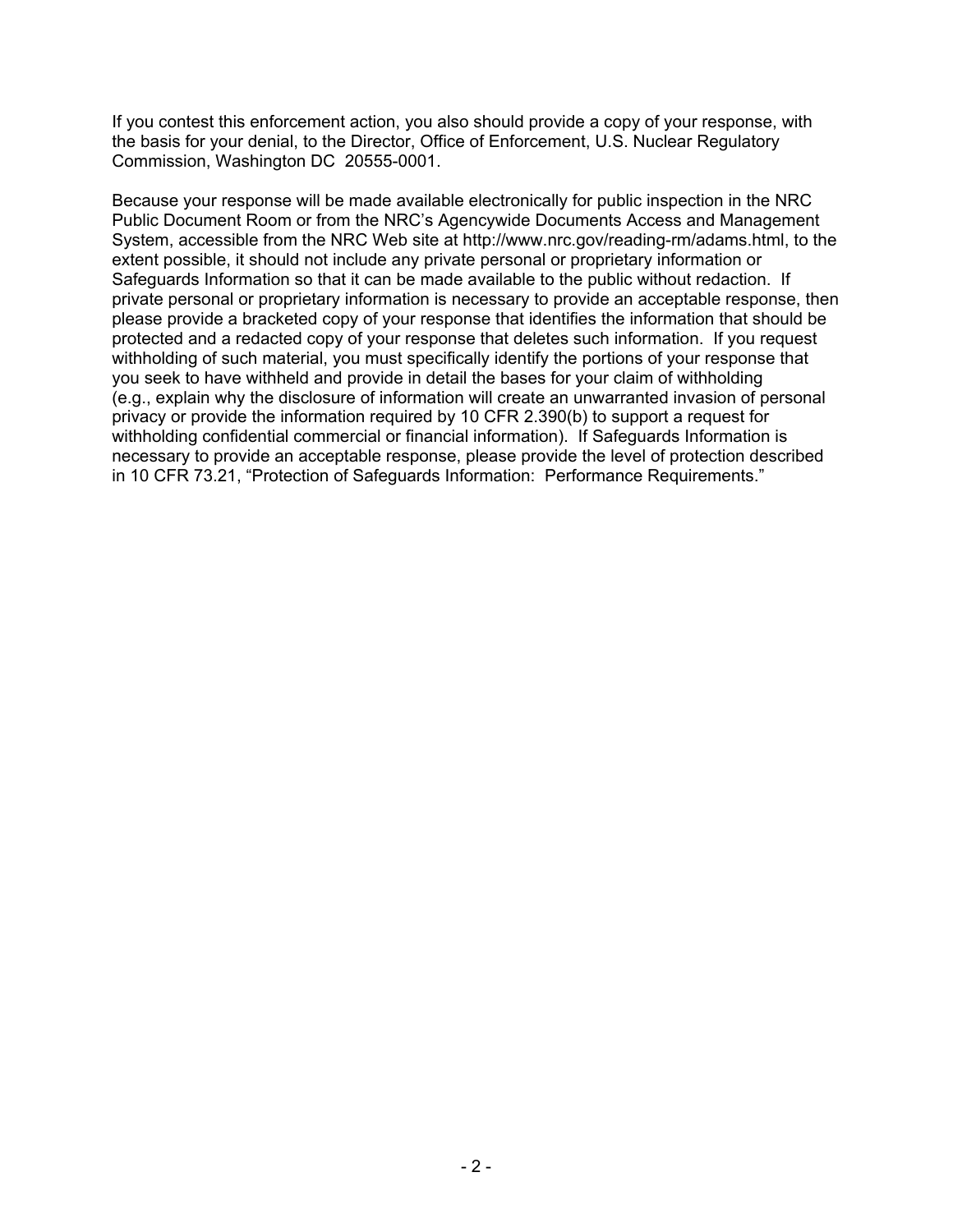If you contest this enforcement action, you also should provide a copy of your response, with the basis for your denial, to the Director, Office of Enforcement, U.S. Nuclear Regulatory Commission, Washington DC 20555-0001.

Because your response will be made available electronically for public inspection in the NRC Public Document Room or from the NRC's Agencywide Documents Access and Management System, accessible from the NRC Web site at http://www.nrc.gov/reading-rm/adams.html, to the extent possible, it should not include any private personal or proprietary information or Safeguards Information so that it can be made available to the public without redaction. If private personal or proprietary information is necessary to provide an acceptable response, then please provide a bracketed copy of your response that identifies the information that should be protected and a redacted copy of your response that deletes such information. If you request withholding of such material, you must specifically identify the portions of your response that you seek to have withheld and provide in detail the bases for your claim of withholding (e.g., explain why the disclosure of information will create an unwarranted invasion of personal privacy or provide the information required by 10 CFR 2.390(b) to support a request for withholding confidential commercial or financial information). If Safeguards Information is necessary to provide an acceptable response, please provide the level of protection described in 10 CFR 73.21, "Protection of Safeguards Information: Performance Requirements."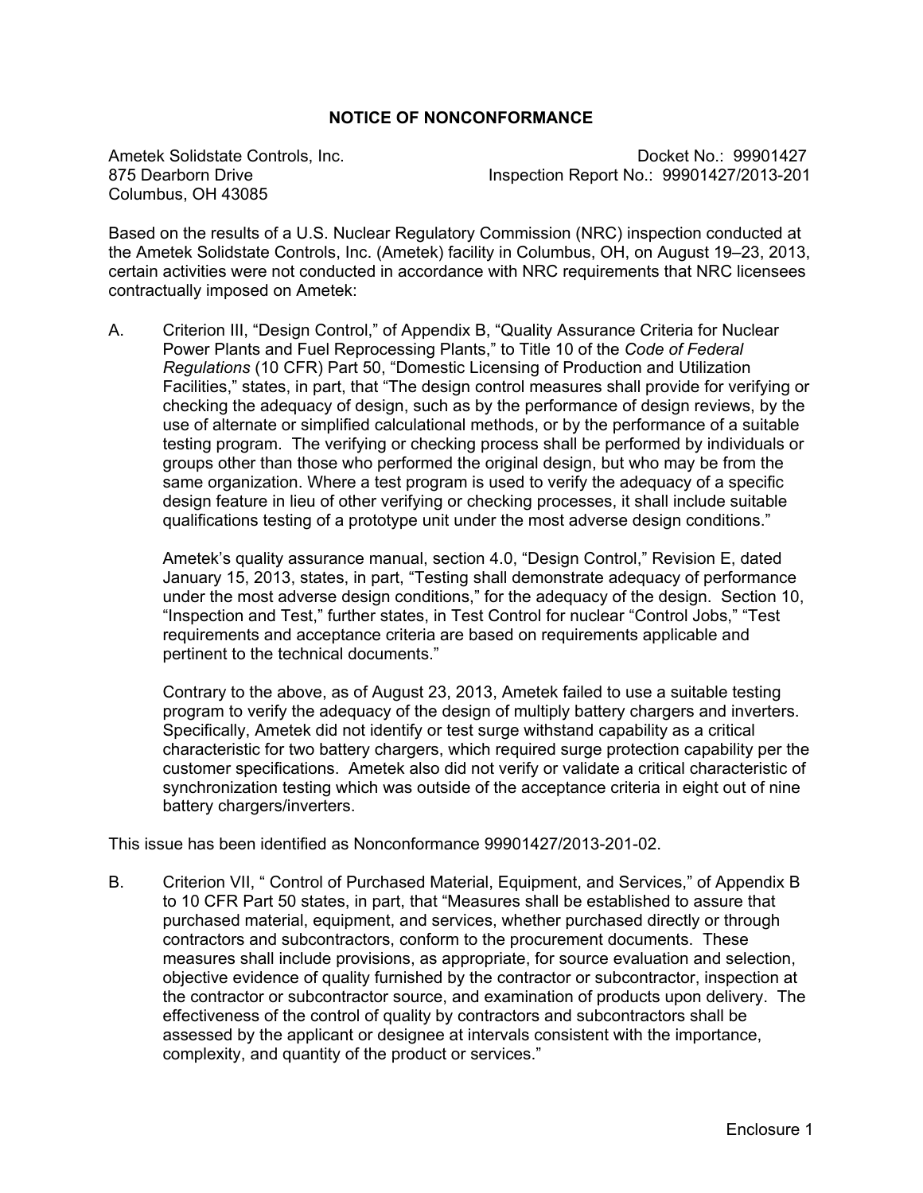# NOTICE OF NONCONFORMANCE

Ametek Solidstate Controls, Inc.
875 Dearborn Drive
Columbus, OH 43085

Docket No.: 99901427
Inspection Report No.: 99901427/2013-201

Based on the results of a U.S. Nuclear Regulatory Commission (NRC) inspection conducted at the Ametek Solidstate Controls, Inc. (Ametek) facility in Columbus, OH, on August 19–23, 2013, certain activities were not conducted in accordance with NRC requirements that NRC licensees contractually imposed on Ametek:

A. Criterion III, "Design Control," of Appendix B, "Quality Assurance Criteria for Nuclear Power Plants and Fuel Reprocessing Plants," to Title 10 of the *Code of Federal Regulations* (10 CFR) Part 50, "Domestic Licensing of Production and Utilization Facilities," states, in part, that "The design control measures shall provide for verifying or checking the adequacy of design, such as by the performance of design reviews, by the use of alternate or simplified calculational methods, or by the performance of a suitable testing program. The verifying or checking process shall be performed by individuals or groups other than those who performed the original design, but who may be from the same organization. Where a test program is used to verify the adequacy of a specific design feature in lieu of other verifying or checking processes, it shall include suitable qualifications testing of a prototype unit under the most adverse design conditions."

   Ametek's quality assurance manual, section 4.0, "Design Control," Revision E, dated January 15, 2013, states, in part, "Testing shall demonstrate adequacy of performance under the most adverse design conditions," for the adequacy of the design. Section 10, "Inspection and Test," further states, in Test Control for nuclear "Control Jobs," "Test requirements and acceptance criteria are based on requirements applicable and pertinent to the technical documents."

   Contrary to the above, as of August 23, 2013, Ametek failed to use a suitable testing program to verify the adequacy of the design of multiply battery chargers and inverters. Specifically, Ametek did not identify or test surge withstand capability as a critical characteristic for two battery chargers, which required surge protection capability per the customer specifications. Ametek also did not verify or validate a critical characteristic of synchronization testing which was outside of the acceptance criteria in eight out of nine battery chargers/inverters.

This issue has been identified as Nonconformance 99901427/2013-201-02.

B. Criterion VII, " Control of Purchased Material, Equipment, and Services," of Appendix B to 10 CFR Part 50 states, in part, that "Measures shall be established to assure that purchased material, equipment, and services, whether purchased directly or through contractors and subcontractors, conform to the procurement documents. These measures shall include provisions, as appropriate, for source evaluation and selection, objective evidence of quality furnished by the contractor or subcontractor, inspection at the contractor or subcontractor source, and examination of products upon delivery. The effectiveness of the control of quality by contractors and subcontractors shall be assessed by the applicant or designee at intervals consistent with the importance, complexity, and quantity of the product or services."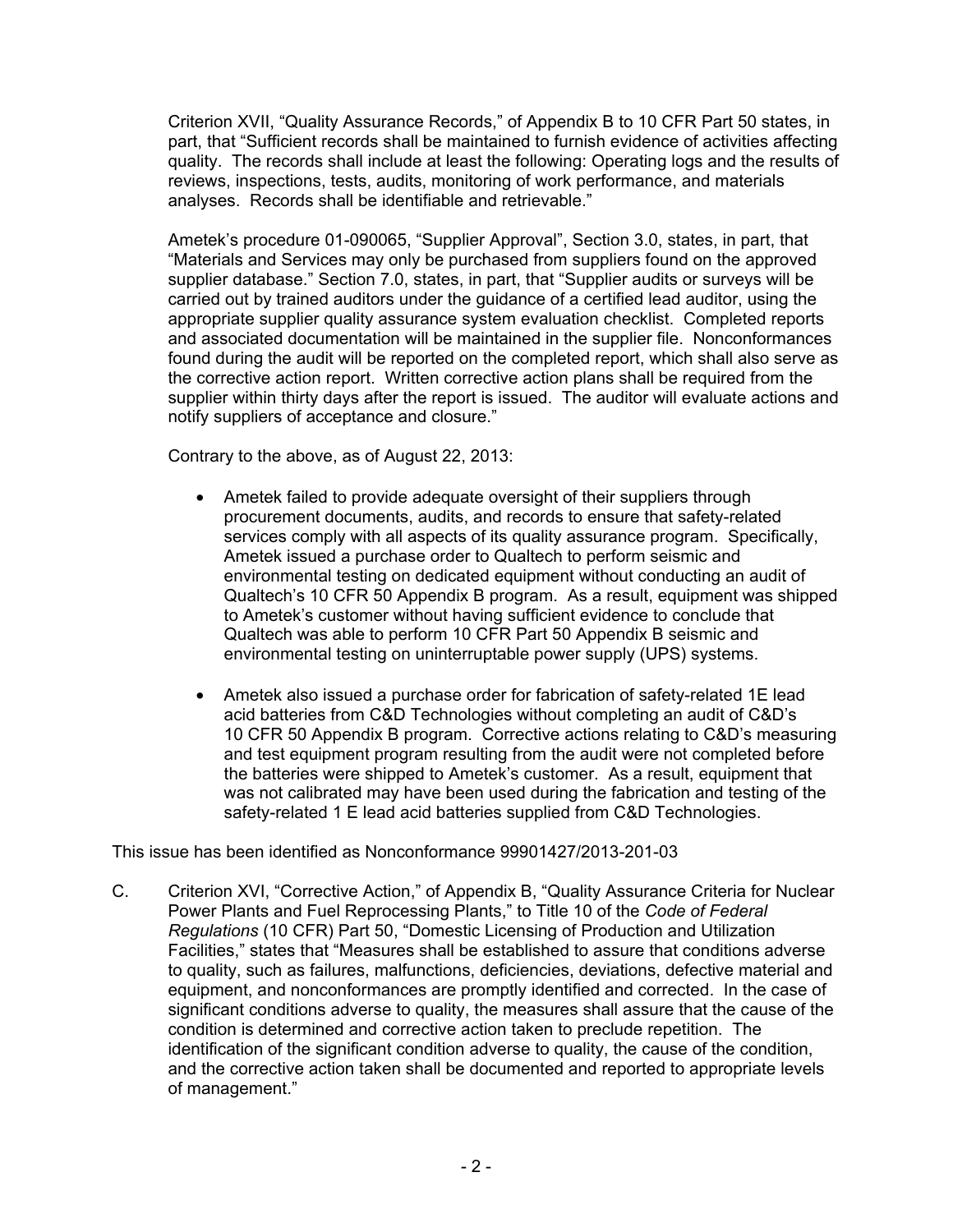Criterion XVII, "Quality Assurance Records," of Appendix B to 10 CFR Part 50 states, in part, that "Sufficient records shall be maintained to furnish evidence of activities affecting quality. The records shall include at least the following: Operating logs and the results of reviews, inspections, tests, audits, monitoring of work performance, and materials analyses. Records shall be identifiable and retrievable."

Ametek's procedure 01-090065, "Supplier Approval", Section 3.0, states, in part, that "Materials and Services may only be purchased from suppliers found on the approved supplier database." Section 7.0, states, in part, that "Supplier audits or surveys will be carried out by trained auditors under the guidance of a certified lead auditor, using the appropriate supplier quality assurance system evaluation checklist. Completed reports and associated documentation will be maintained in the supplier file. Nonconformances found during the audit will be reported on the completed report, which shall also serve as the corrective action report. Written corrective action plans shall be required from the supplier within thirty days after the report is issued. The auditor will evaluate actions and notify suppliers of acceptance and closure."

Contrary to the above, as of August 22, 2013:

- Ametek failed to provide adequate oversight of their suppliers through procurement documents, audits, and records to ensure that safety-related services comply with all aspects of its quality assurance program. Specifically, Ametek issued a purchase order to Qualtech to perform seismic and environmental testing on dedicated equipment without conducting an audit of Qualtech's 10 CFR 50 Appendix B program. As a result, equipment was shipped to Ametek's customer without having sufficient evidence to conclude that Qualtech was able to perform 10 CFR Part 50 Appendix B seismic and environmental testing on uninterruptable power supply (UPS) systems.
- Ametek also issued a purchase order for fabrication of safety-related 1E lead acid batteries from C&D Technologies without completing an audit of C&D's 10 CFR 50 Appendix B program. Corrective actions relating to C&D's measuring and test equipment program resulting from the audit were not completed before the batteries were shipped to Ametek's customer. As a result, equipment that was not calibrated may have been used during the fabrication and testing of the safety-related 1 E lead acid batteries supplied from C&D Technologies.

This issue has been identified as Nonconformance 99901427/2013-201-03

C. Criterion XVI, "Corrective Action," of Appendix B, "Quality Assurance Criteria for Nuclear Power Plants and Fuel Reprocessing Plants," to Title 10 of the *Code of Federal Regulations* (10 CFR) Part 50, "Domestic Licensing of Production and Utilization Facilities," states that "Measures shall be established to assure that conditions adverse to quality, such as failures, malfunctions, deficiencies, deviations, defective material and equipment, and nonconformances are promptly identified and corrected. In the case of significant conditions adverse to quality, the measures shall assure that the cause of the condition is determined and corrective action taken to preclude repetition. The identification of the significant condition adverse to quality, the cause of the condition, and the corrective action taken shall be documented and reported to appropriate levels of management."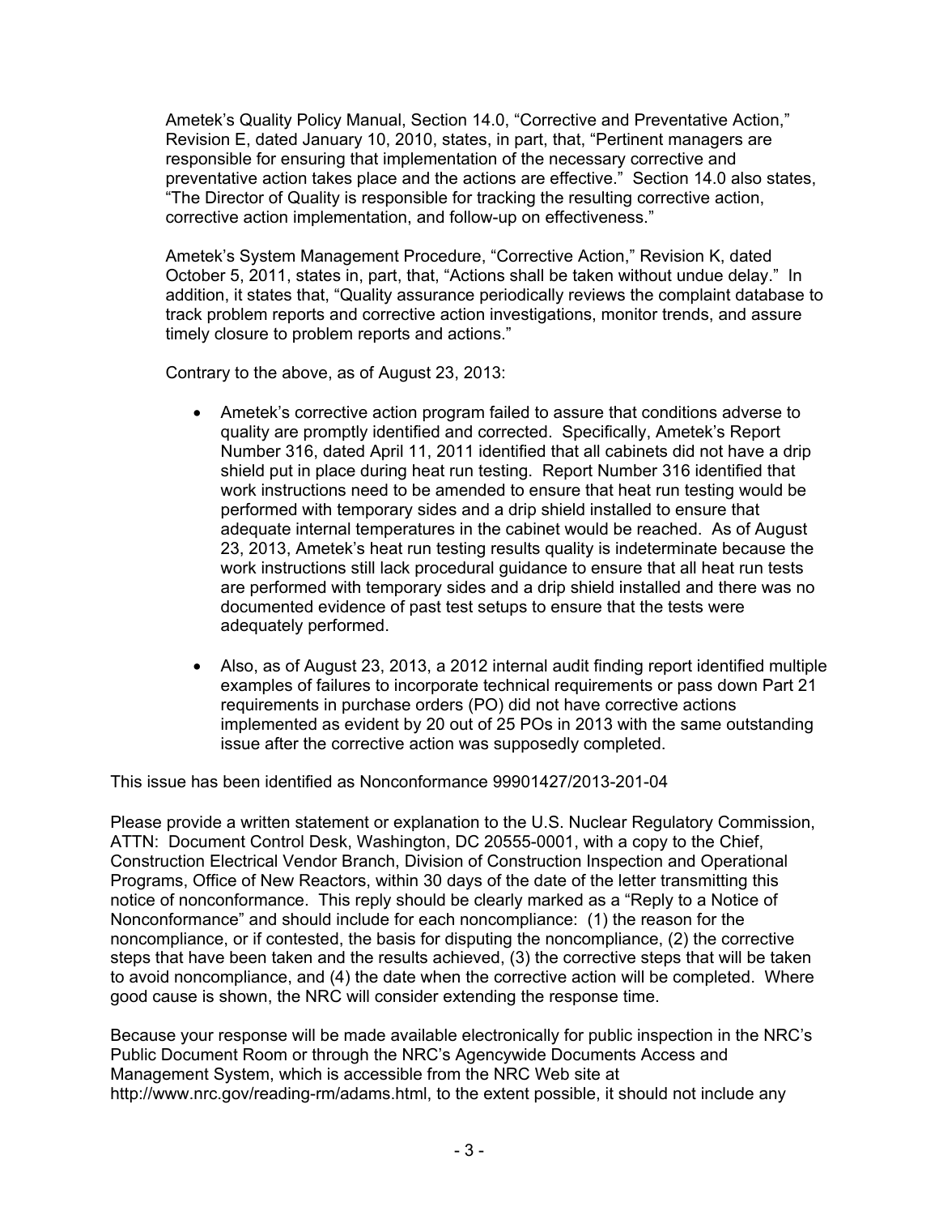Ametek's Quality Policy Manual, Section 14.0, "Corrective and Preventative Action," Revision E, dated January 10, 2010, states, in part, that, "Pertinent managers are responsible for ensuring that implementation of the necessary corrective and preventative action takes place and the actions are effective." Section 14.0 also states, "The Director of Quality is responsible for tracking the resulting corrective action, corrective action implementation, and follow-up on effectiveness."

Ametek's System Management Procedure, "Corrective Action," Revision K, dated October 5, 2011, states in, part, that, "Actions shall be taken without undue delay." In addition, it states that, "Quality assurance periodically reviews the complaint database to track problem reports and corrective action investigations, monitor trends, and assure timely closure to problem reports and actions."

Contrary to the above, as of August 23, 2013:

- Ametek's corrective action program failed to assure that conditions adverse to quality are promptly identified and corrected. Specifically, Ametek's Report Number 316, dated April 11, 2011 identified that all cabinets did not have a drip shield put in place during heat run testing. Report Number 316 identified that work instructions need to be amended to ensure that heat run testing would be performed with temporary sides and a drip shield installed to ensure that adequate internal temperatures in the cabinet would be reached. As of August 23, 2013, Ametek's heat run testing results quality is indeterminate because the work instructions still lack procedural guidance to ensure that all heat run tests are performed with temporary sides and a drip shield installed and there was no documented evidence of past test setups to ensure that the tests were adequately performed.

- Also, as of August 23, 2013, a 2012 internal audit finding report identified multiple examples of failures to incorporate technical requirements or pass down Part 21 requirements in purchase orders (PO) did not have corrective actions implemented as evident by 20 out of 25 POs in 2013 with the same outstanding issue after the corrective action was supposedly completed.

This issue has been identified as Nonconformance 99901427/2013-201-04

Please provide a written statement or explanation to the U.S. Nuclear Regulatory Commission, ATTN: Document Control Desk, Washington, DC 20555-0001, with a copy to the Chief, Construction Electrical Vendor Branch, Division of Construction Inspection and Operational Programs, Office of New Reactors, within 30 days of the date of the letter transmitting this notice of nonconformance. This reply should be clearly marked as a "Reply to a Notice of Nonconformance" and should include for each noncompliance: (1) the reason for the noncompliance, or if contested, the basis for disputing the noncompliance, (2) the corrective steps that have been taken and the results achieved, (3) the corrective steps that will be taken to avoid noncompliance, and (4) the date when the corrective action will be completed. Where good cause is shown, the NRC will consider extending the response time.

Because your response will be made available electronically for public inspection in the NRC's Public Document Room or through the NRC's Agencywide Documents Access and Management System, which is accessible from the NRC Web site at http://www.nrc.gov/reading-rm/adams.html, to the extent possible, it should not include any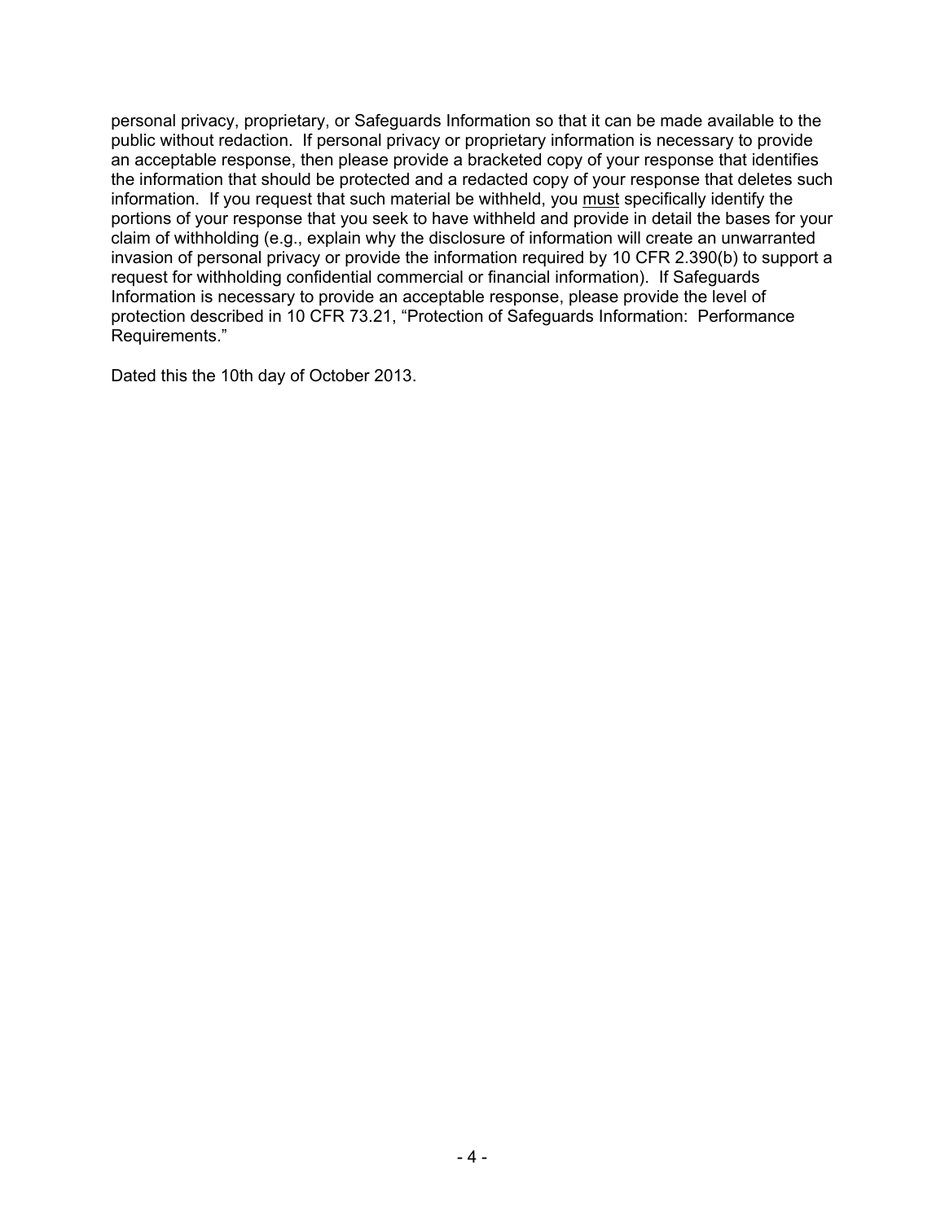personal privacy, proprietary, or Safeguards Information so that it can be made available to the public without redaction. If personal privacy or proprietary information is necessary to provide an acceptable response, then please provide a bracketed copy of your response that identifies the information that should be protected and a redacted copy of your response that deletes such information. If you request that such material be withheld, you must specifically identify the portions of your response that you seek to have withheld and provide in detail the bases for your claim of withholding (e.g., explain why the disclosure of information will create an unwarranted invasion of personal privacy or provide the information required by 10 CFR 2.390(b) to support a request for withholding confidential commercial or financial information). If Safeguards Information is necessary to provide an acceptable response, please provide the level of protection described in 10 CFR 73.21, "Protection of Safeguards Information: Performance Requirements."

Dated this the 10th day of October 2013.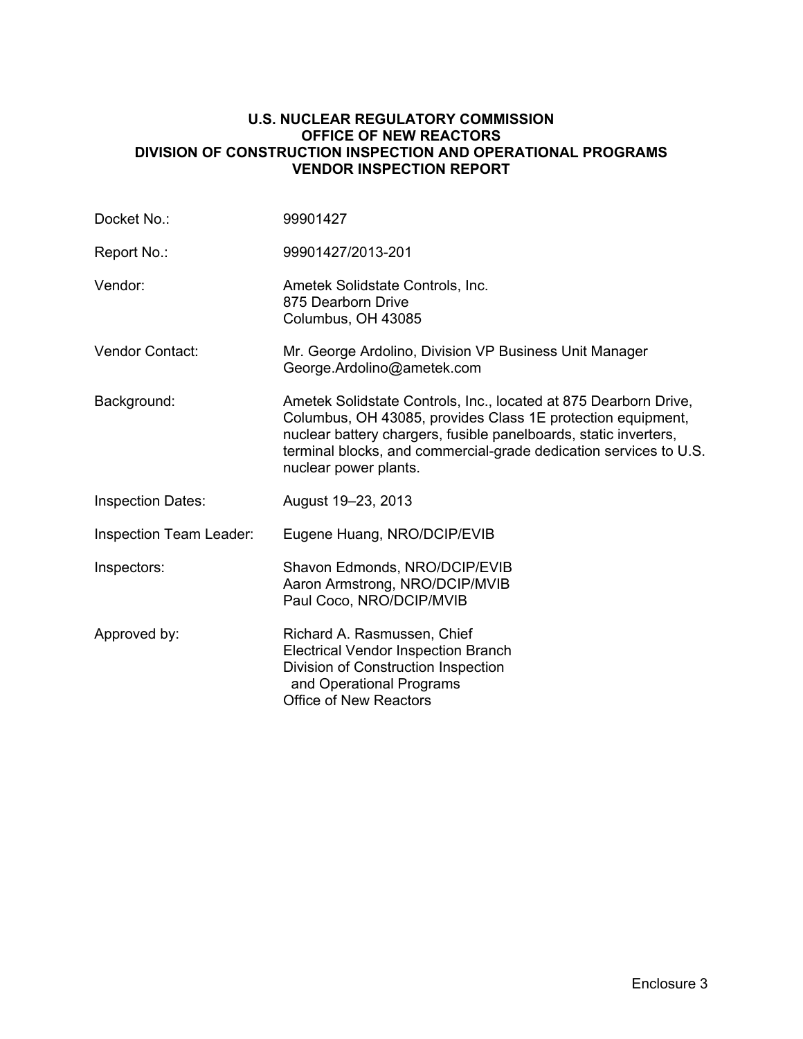**U.S. NUCLEAR REGULATORY COMMISSION**
**OFFICE OF NEW REACTORS**
**DIVISION OF CONSTRUCTION INSPECTION AND OPERATIONAL PROGRAMS**
**VENDOR INSPECTION REPORT**

| | |
|---|---|
| Docket No.: | 99901427 |
| Report No.: | 99901427/2013-201 |
| Vendor: | Ametek Solidstate Controls, Inc.<br>875 Dearborn Drive<br>Columbus, OH 43085 |
| Vendor Contact: | Mr. George Ardolino, Division VP Business Unit Manager<br>George.Ardolino@ametek.com |
| Background: | Ametek Solidstate Controls, Inc., located at 875 Dearborn Drive, Columbus, OH 43085, provides Class 1E protection equipment, nuclear battery chargers, fusible panelboards, static inverters, terminal blocks, and commercial-grade dedication services to U.S. nuclear power plants. |
| Inspection Dates: | August 19–23, 2013 |
| Inspection Team Leader: | Eugene Huang, NRO/DCIP/EVIB |
| Inspectors: | Shavon Edmonds, NRO/DCIP/EVIB<br>Aaron Armstrong, NRO/DCIP/MVIB<br>Paul Coco, NRO/DCIP/MVIB |
| Approved by: | Richard A. Rasmussen, Chief<br>Electrical Vendor Inspection Branch<br>Division of Construction Inspection and Operational Programs<br>Office of New Reactors |

Enclosure 3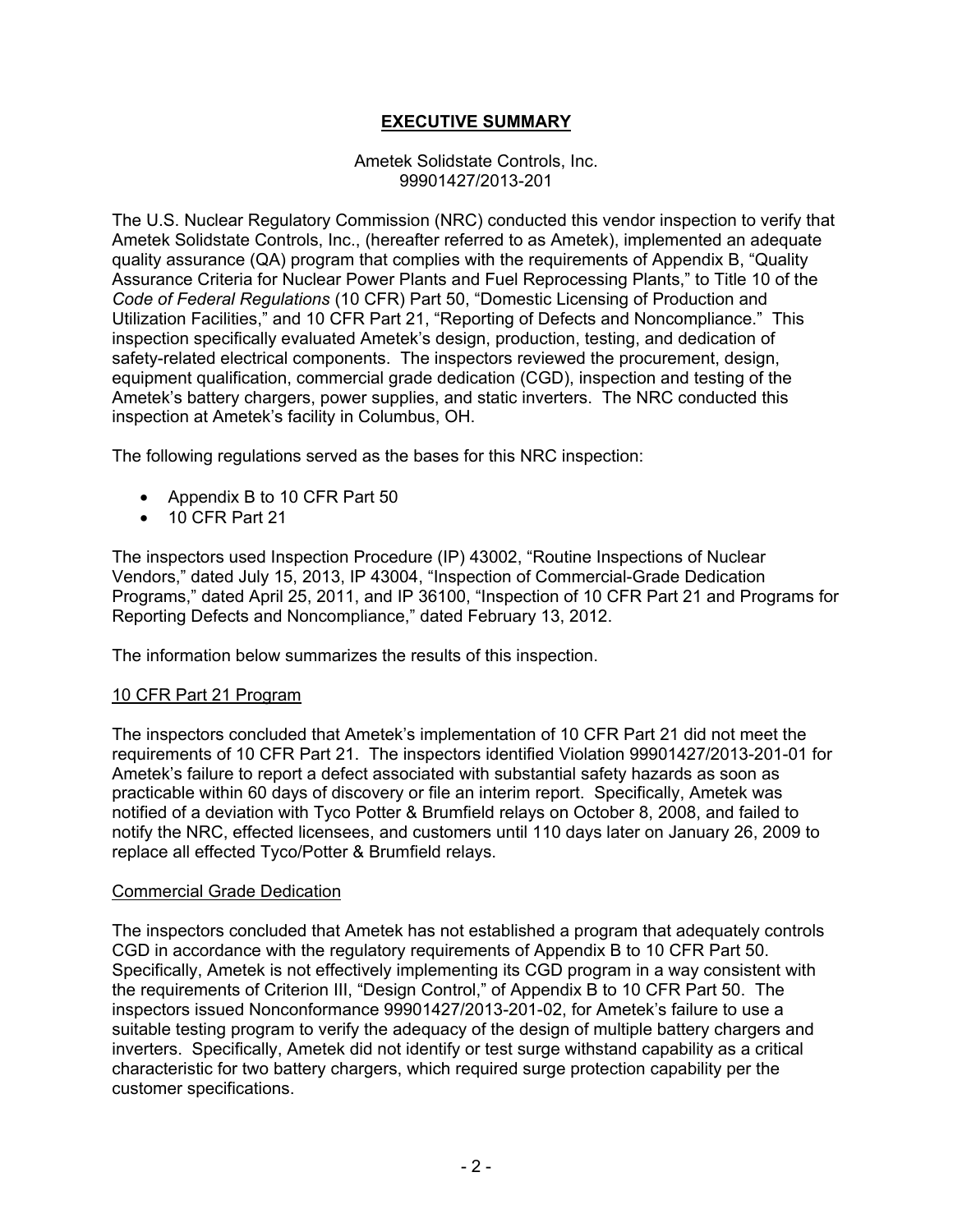# EXECUTIVE SUMMARY

Ametek Solidstate Controls, Inc.
99901427/2013-201

The U.S. Nuclear Regulatory Commission (NRC) conducted this vendor inspection to verify that Ametek Solidstate Controls, Inc., (hereafter referred to as Ametek), implemented an adequate quality assurance (QA) program that complies with the requirements of Appendix B, "Quality Assurance Criteria for Nuclear Power Plants and Fuel Reprocessing Plants," to Title 10 of the *Code of Federal Regulations* (10 CFR) Part 50, "Domestic Licensing of Production and Utilization Facilities," and 10 CFR Part 21, "Reporting of Defects and Noncompliance." This inspection specifically evaluated Ametek's design, production, testing, and dedication of safety-related electrical components. The inspectors reviewed the procurement, design, equipment qualification, commercial grade dedication (CGD), inspection and testing of the Ametek's battery chargers, power supplies, and static inverters. The NRC conducted this inspection at Ametek's facility in Columbus, OH.

The following regulations served as the bases for this NRC inspection:

- Appendix B to 10 CFR Part 50
- 10 CFR Part 21

The inspectors used Inspection Procedure (IP) 43002, "Routine Inspections of Nuclear Vendors," dated July 15, 2013, IP 43004, "Inspection of Commercial-Grade Dedication Programs," dated April 25, 2011, and IP 36100, "Inspection of 10 CFR Part 21 and Programs for Reporting Defects and Noncompliance," dated February 13, 2012.

The information below summarizes the results of this inspection.

## 10 CFR Part 21 Program

The inspectors concluded that Ametek's implementation of 10 CFR Part 21 did not meet the requirements of 10 CFR Part 21. The inspectors identified Violation 99901427/2013-201-01 for Ametek's failure to report a defect associated with substantial safety hazards as soon as practicable within 60 days of discovery or file an interim report. Specifically, Ametek was notified of a deviation with Tyco Potter & Brumfield relays on October 8, 2008, and failed to notify the NRC, effected licensees, and customers until 110 days later on January 26, 2009 to replace all effected Tyco/Potter & Brumfield relays.

## Commercial Grade Dedication

The inspectors concluded that Ametek has not established a program that adequately controls CGD in accordance with the regulatory requirements of Appendix B to 10 CFR Part 50. Specifically, Ametek is not effectively implementing its CGD program in a way consistent with the requirements of Criterion III, "Design Control," of Appendix B to 10 CFR Part 50. The inspectors issued Nonconformance 99901427/2013-201-02, for Ametek's failure to use a suitable testing program to verify the adequacy of the design of multiple battery chargers and inverters. Specifically, Ametek did not identify or test surge withstand capability as a critical characteristic for two battery chargers, which required surge protection capability per the customer specifications.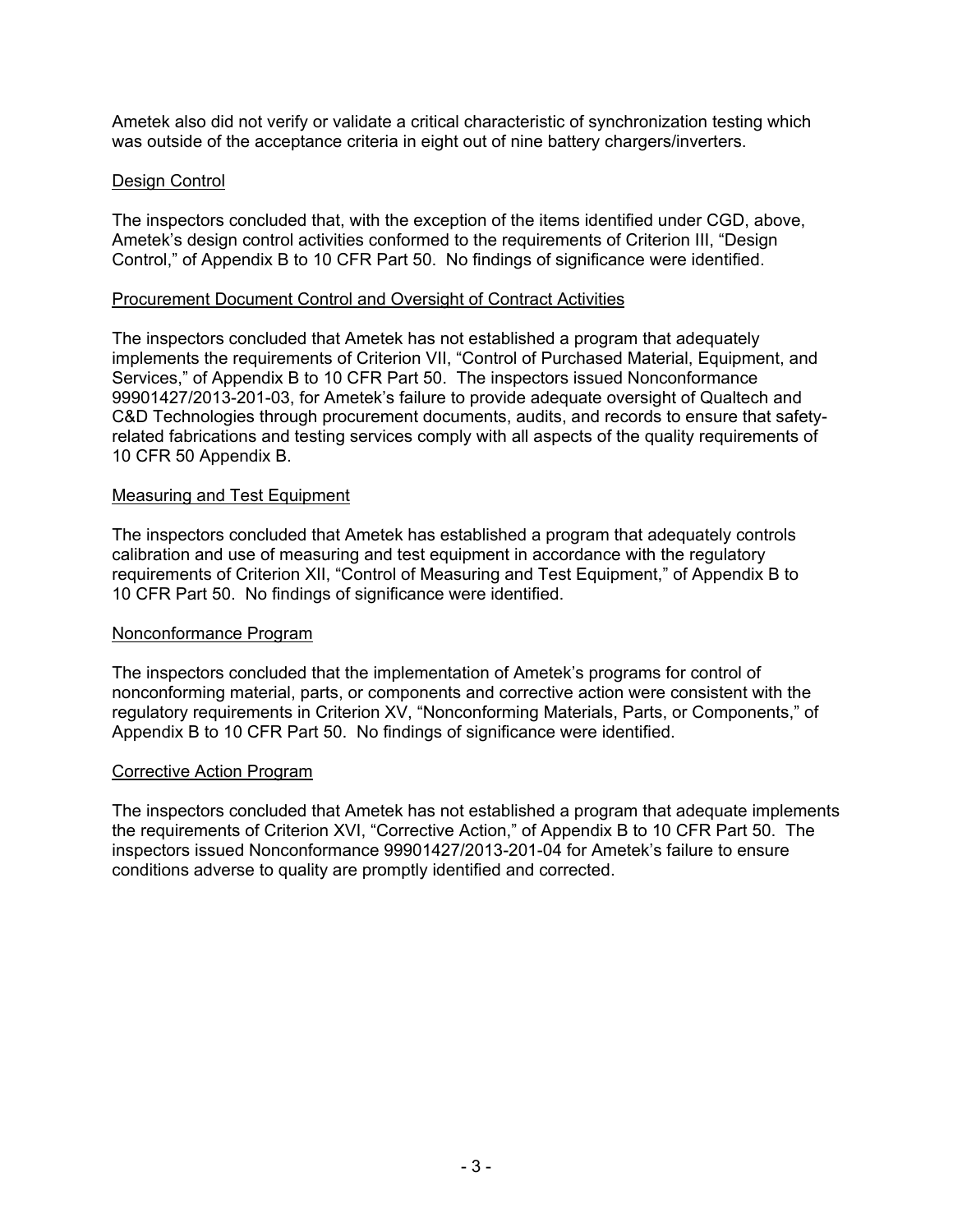Ametek also did not verify or validate a critical characteristic of synchronization testing which was outside of the acceptance criteria in eight out of nine battery chargers/inverters.

Design Control

The inspectors concluded that, with the exception of the items identified under CGD, above, Ametek's design control activities conformed to the requirements of Criterion III, "Design Control," of Appendix B to 10 CFR Part 50. No findings of significance were identified.

Procurement Document Control and Oversight of Contract Activities

The inspectors concluded that Ametek has not established a program that adequately implements the requirements of Criterion VII, "Control of Purchased Material, Equipment, and Services," of Appendix B to 10 CFR Part 50. The inspectors issued Nonconformance 99901427/2013-201-03, for Ametek's failure to provide adequate oversight of Qualtech and C&D Technologies through procurement documents, audits, and records to ensure that safety-related fabrications and testing services comply with all aspects of the quality requirements of 10 CFR 50 Appendix B.

Measuring and Test Equipment

The inspectors concluded that Ametek has established a program that adequately controls calibration and use of measuring and test equipment in accordance with the regulatory requirements of Criterion XII, "Control of Measuring and Test Equipment," of Appendix B to 10 CFR Part 50. No findings of significance were identified.

Nonconformance Program

The inspectors concluded that the implementation of Ametek's programs for control of nonconforming material, parts, or components and corrective action were consistent with the regulatory requirements in Criterion XV, "Nonconforming Materials, Parts, or Components," of Appendix B to 10 CFR Part 50. No findings of significance were identified.

Corrective Action Program

The inspectors concluded that Ametek has not established a program that adequate implements the requirements of Criterion XVI, "Corrective Action," of Appendix B to 10 CFR Part 50. The inspectors issued Nonconformance 99901427/2013-201-04 for Ametek's failure to ensure conditions adverse to quality are promptly identified and corrected.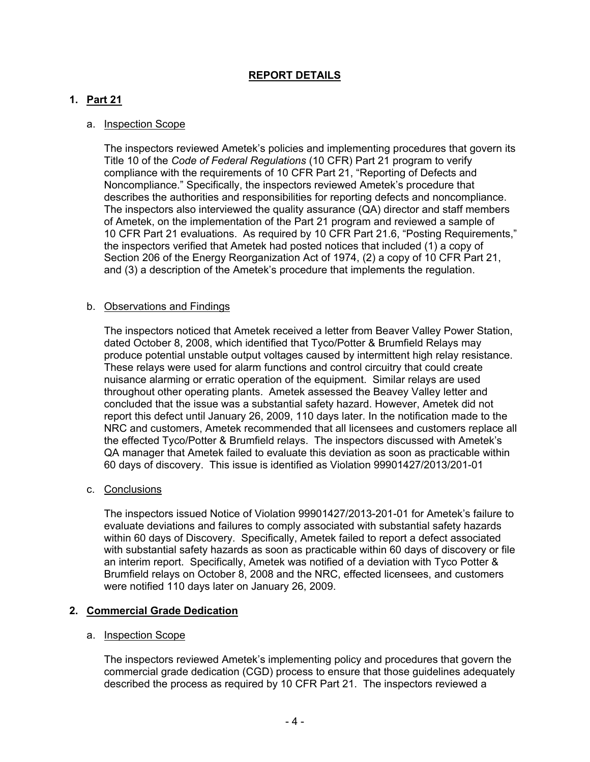## REPORT DETAILS

### 1. Part 21

a. Inspection Scope

The inspectors reviewed Ametek's policies and implementing procedures that govern its Title 10 of the *Code of Federal Regulations* (10 CFR) Part 21 program to verify compliance with the requirements of 10 CFR Part 21, "Reporting of Defects and Noncompliance." Specifically, the inspectors reviewed Ametek's procedure that describes the authorities and responsibilities for reporting defects and noncompliance. The inspectors also interviewed the quality assurance (QA) director and staff members of Ametek, on the implementation of the Part 21 program and reviewed a sample of 10 CFR Part 21 evaluations. As required by 10 CFR Part 21.6, "Posting Requirements," the inspectors verified that Ametek had posted notices that included (1) a copy of Section 206 of the Energy Reorganization Act of 1974, (2) a copy of 10 CFR Part 21, and (3) a description of the Ametek's procedure that implements the regulation.

b. Observations and Findings

The inspectors noticed that Ametek received a letter from Beaver Valley Power Station, dated October 8, 2008, which identified that Tyco/Potter & Brumfield Relays may produce potential unstable output voltages caused by intermittent high relay resistance. These relays were used for alarm functions and control circuitry that could create nuisance alarming or erratic operation of the equipment. Similar relays are used throughout other operating plants. Ametek assessed the Beavey Valley letter and concluded that the issue was a substantial safety hazard. However, Ametek did not report this defect until January 26, 2009, 110 days later. In the notification made to the NRC and customers, Ametek recommended that all licensees and customers replace all the effected Tyco/Potter & Brumfield relays. The inspectors discussed with Ametek's QA manager that Ametek failed to evaluate this deviation as soon as practicable within 60 days of discovery. This issue is identified as Violation 99901427/2013/201-01

c. Conclusions

The inspectors issued Notice of Violation 99901427/2013-201-01 for Ametek's failure to evaluate deviations and failures to comply associated with substantial safety hazards within 60 days of Discovery. Specifically, Ametek failed to report a defect associated with substantial safety hazards as soon as practicable within 60 days of discovery or file an interim report. Specifically, Ametek was notified of a deviation with Tyco Potter & Brumfield relays on October 8, 2008 and the NRC, effected licensees, and customers were notified 110 days later on January 26, 2009.

### 2. Commercial Grade Dedication

a. Inspection Scope

The inspectors reviewed Ametek's implementing policy and procedures that govern the commercial grade dedication (CGD) process to ensure that those guidelines adequately described the process as required by 10 CFR Part 21. The inspectors reviewed a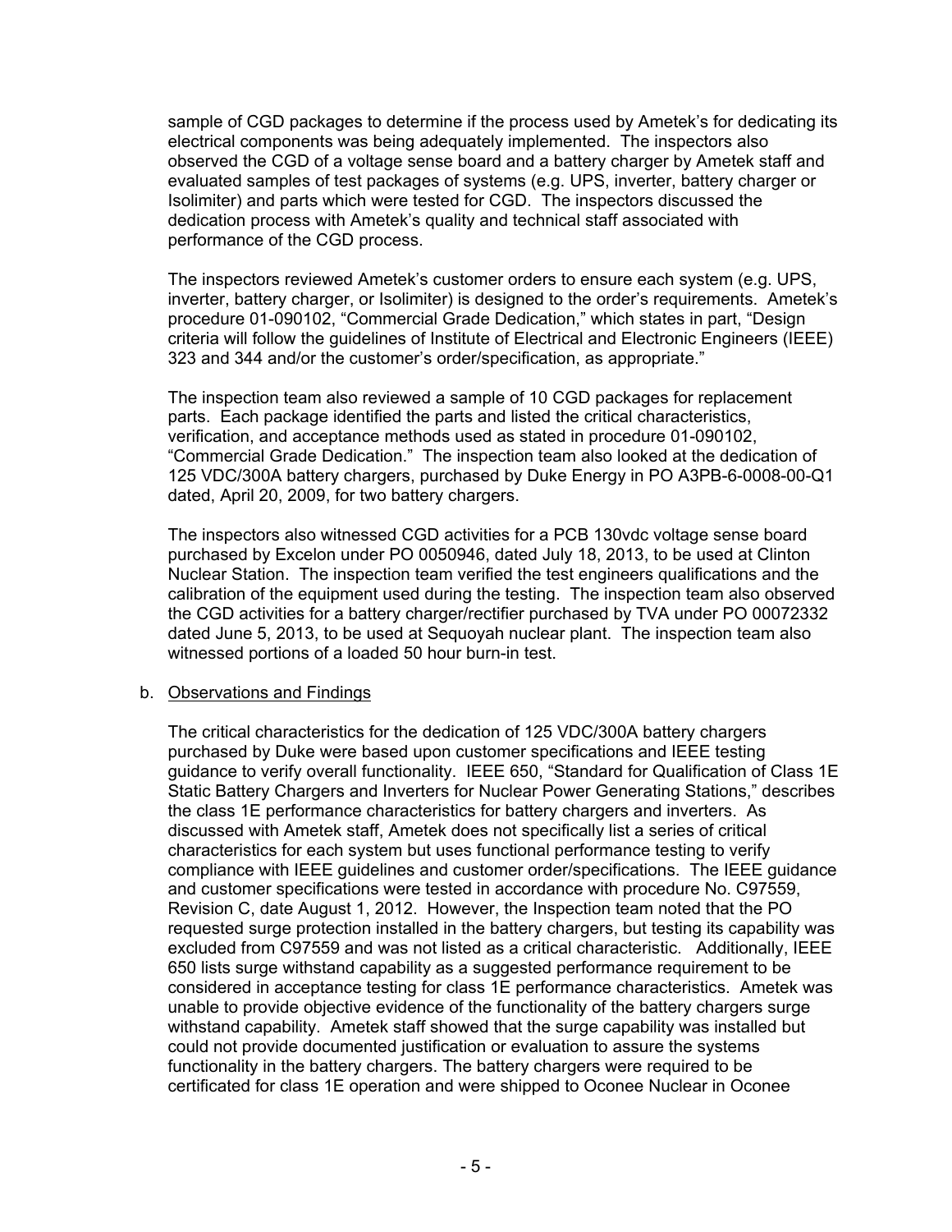sample of CGD packages to determine if the process used by Ametek's for dedicating its electrical components was being adequately implemented. The inspectors also observed the CGD of a voltage sense board and a battery charger by Ametek staff and evaluated samples of test packages of systems (e.g. UPS, inverter, battery charger or Isolimiter) and parts which were tested for CGD. The inspectors discussed the dedication process with Ametek's quality and technical staff associated with performance of the CGD process.

The inspectors reviewed Ametek's customer orders to ensure each system (e.g. UPS, inverter, battery charger, or Isolimiter) is designed to the order's requirements. Ametek's procedure 01-090102, "Commercial Grade Dedication," which states in part, "Design criteria will follow the guidelines of Institute of Electrical and Electronic Engineers (IEEE) 323 and 344 and/or the customer's order/specification, as appropriate."

The inspection team also reviewed a sample of 10 CGD packages for replacement parts. Each package identified the parts and listed the critical characteristics, verification, and acceptance methods used as stated in procedure 01-090102, "Commercial Grade Dedication." The inspection team also looked at the dedication of 125 VDC/300A battery chargers, purchased by Duke Energy in PO A3PB-6-0008-00-Q1 dated, April 20, 2009, for two battery chargers.

The inspectors also witnessed CGD activities for a PCB 130vdc voltage sense board purchased by Excelon under PO 0050946, dated July 18, 2013, to be used at Clinton Nuclear Station. The inspection team verified the test engineers qualifications and the calibration of the equipment used during the testing. The inspection team also observed the CGD activities for a battery charger/rectifier purchased by TVA under PO 00072332 dated June 5, 2013, to be used at Sequoyah nuclear plant. The inspection team also witnessed portions of a loaded 50 hour burn-in test.

b. Observations and Findings

The critical characteristics for the dedication of 125 VDC/300A battery chargers purchased by Duke were based upon customer specifications and IEEE testing guidance to verify overall functionality. IEEE 650, "Standard for Qualification of Class 1E Static Battery Chargers and Inverters for Nuclear Power Generating Stations," describes the class 1E performance characteristics for battery chargers and inverters. As discussed with Ametek staff, Ametek does not specifically list a series of critical characteristics for each system but uses functional performance testing to verify compliance with IEEE guidelines and customer order/specifications. The IEEE guidance and customer specifications were tested in accordance with procedure No. C97559, Revision C, date August 1, 2012. However, the Inspection team noted that the PO requested surge protection installed in the battery chargers, but testing its capability was excluded from C97559 and was not listed as a critical characteristic. Additionally, IEEE 650 lists surge withstand capability as a suggested performance requirement to be considered in acceptance testing for class 1E performance characteristics. Ametek was unable to provide objective evidence of the functionality of the battery chargers surge withstand capability. Ametek staff showed that the surge capability was installed but could not provide documented justification or evaluation to assure the systems functionality in the battery chargers. The battery chargers were required to be certificated for class 1E operation and were shipped to Oconee Nuclear in Oconee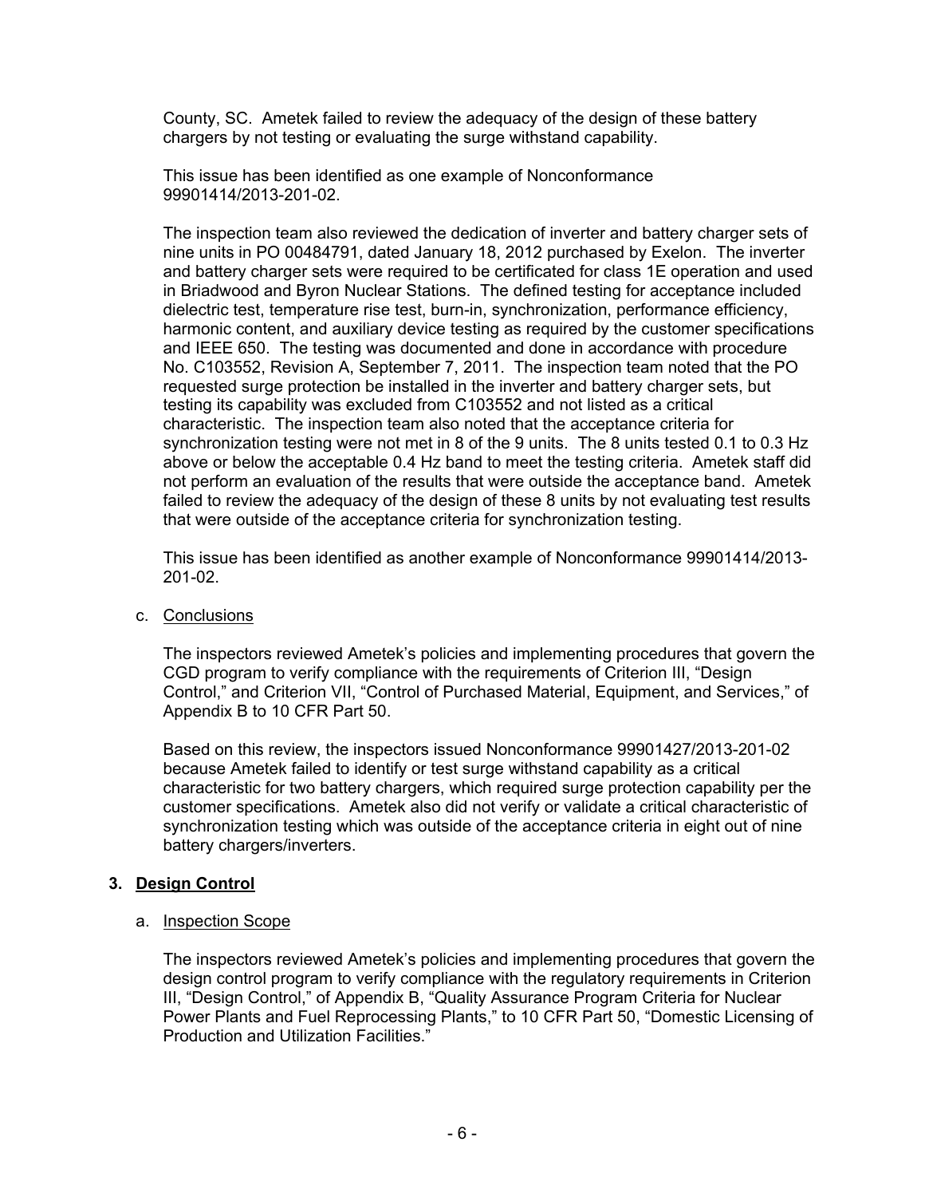County, SC. Ametek failed to review the adequacy of the design of these battery chargers by not testing or evaluating the surge withstand capability.

This issue has been identified as one example of Nonconformance 99901414/2013-201-02.

The inspection team also reviewed the dedication of inverter and battery charger sets of nine units in PO 00484791, dated January 18, 2012 purchased by Exelon. The inverter and battery charger sets were required to be certificated for class 1E operation and used in Briadwood and Byron Nuclear Stations. The defined testing for acceptance included dielectric test, temperature rise test, burn-in, synchronization, performance efficiency, harmonic content, and auxiliary device testing as required by the customer specifications and IEEE 650. The testing was documented and done in accordance with procedure No. C103552, Revision A, September 7, 2011. The inspection team noted that the PO requested surge protection be installed in the inverter and battery charger sets, but testing its capability was excluded from C103552 and not listed as a critical characteristic. The inspection team also noted that the acceptance criteria for synchronization testing were not met in 8 of the 9 units. The 8 units tested 0.1 to 0.3 Hz above or below the acceptable 0.4 Hz band to meet the testing criteria. Ametek staff did not perform an evaluation of the results that were outside the acceptance band. Ametek failed to review the adequacy of the design of these 8 units by not evaluating test results that were outside of the acceptance criteria for synchronization testing.

This issue has been identified as another example of Nonconformance 99901414/2013-201-02.

c. Conclusions

The inspectors reviewed Ametek's policies and implementing procedures that govern the CGD program to verify compliance with the requirements of Criterion III, "Design Control," and Criterion VII, "Control of Purchased Material, Equipment, and Services," of Appendix B to 10 CFR Part 50.

Based on this review, the inspectors issued Nonconformance 99901427/2013-201-02 because Ametek failed to identify or test surge withstand capability as a critical characteristic for two battery chargers, which required surge protection capability per the customer specifications. Ametek also did not verify or validate a critical characteristic of synchronization testing which was outside of the acceptance criteria in eight out of nine battery chargers/inverters.

## 3. Design Control

a. Inspection Scope

The inspectors reviewed Ametek's policies and implementing procedures that govern the design control program to verify compliance with the regulatory requirements in Criterion III, "Design Control," of Appendix B, "Quality Assurance Program Criteria for Nuclear Power Plants and Fuel Reprocessing Plants," to 10 CFR Part 50, "Domestic Licensing of Production and Utilization Facilities."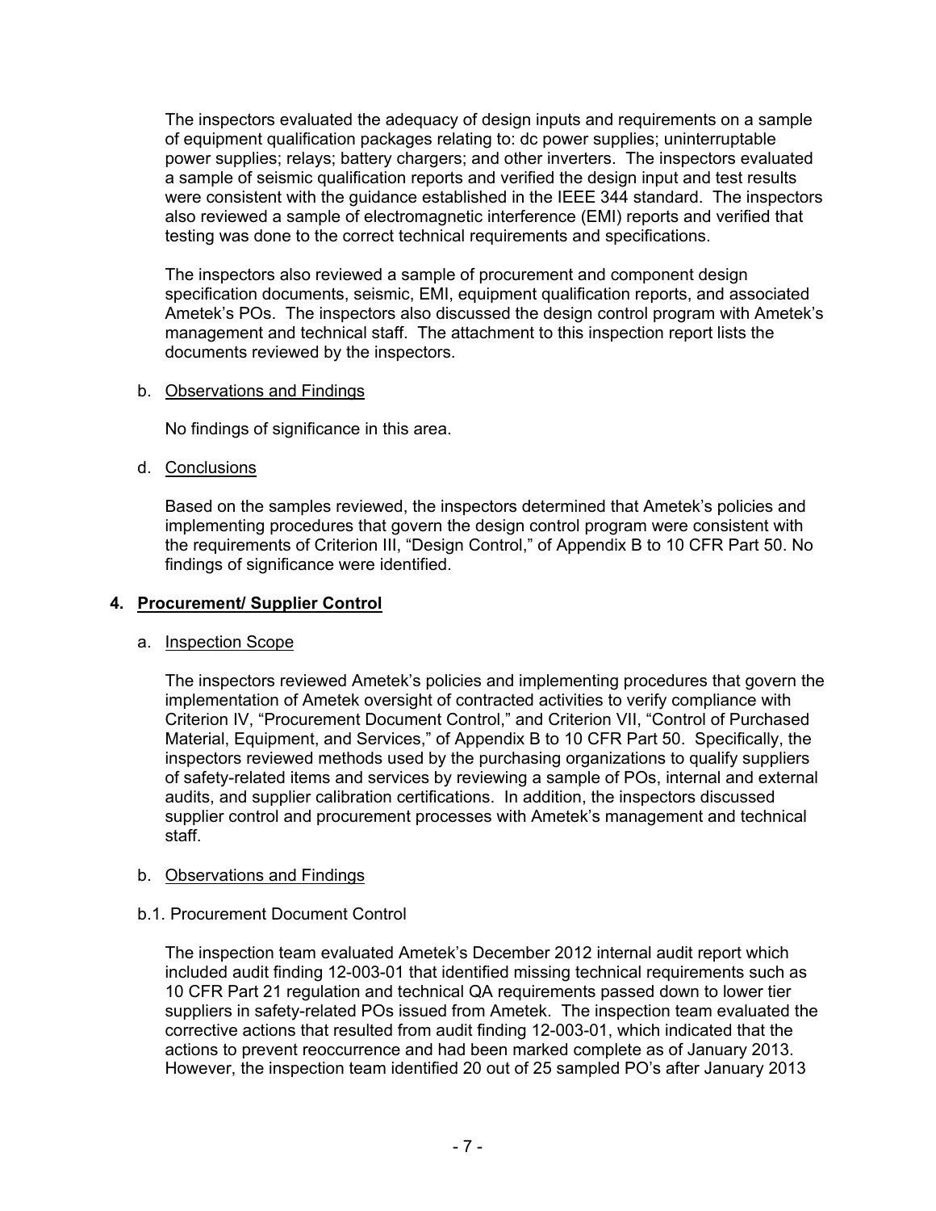The inspectors evaluated the adequacy of design inputs and requirements on a sample of equipment qualification packages relating to: dc power supplies; uninterruptable power supplies; relays; battery chargers; and other inverters. The inspectors evaluated a sample of seismic qualification reports and verified the design input and test results were consistent with the guidance established in the IEEE 344 standard. The inspectors also reviewed a sample of electromagnetic interference (EMI) reports and verified that testing was done to the correct technical requirements and specifications.

The inspectors also reviewed a sample of procurement and component design specification documents, seismic, EMI, equipment qualification reports, and associated Ametek's POs. The inspectors also discussed the design control program with Ametek's management and technical staff. The attachment to this inspection report lists the documents reviewed by the inspectors.

b. Observations and Findings

No findings of significance in this area.

d. Conclusions

Based on the samples reviewed, the inspectors determined that Ametek's policies and implementing procedures that govern the design control program were consistent with the requirements of Criterion III, "Design Control," of Appendix B to 10 CFR Part 50. No findings of significance were identified.

## 4. Procurement/ Supplier Control

a. Inspection Scope

The inspectors reviewed Ametek's policies and implementing procedures that govern the implementation of Ametek oversight of contracted activities to verify compliance with Criterion IV, "Procurement Document Control," and Criterion VII, "Control of Purchased Material, Equipment, and Services," of Appendix B to 10 CFR Part 50. Specifically, the inspectors reviewed methods used by the purchasing organizations to qualify suppliers of safety-related items and services by reviewing a sample of POs, internal and external audits, and supplier calibration certifications. In addition, the inspectors discussed supplier control and procurement processes with Ametek's management and technical staff.

b. Observations and Findings

b.1. Procurement Document Control

The inspection team evaluated Ametek's December 2012 internal audit report which included audit finding 12-003-01 that identified missing technical requirements such as 10 CFR Part 21 regulation and technical QA requirements passed down to lower tier suppliers in safety-related POs issued from Ametek. The inspection team evaluated the corrective actions that resulted from audit finding 12-003-01, which indicated that the actions to prevent reoccurrence and had been marked complete as of January 2013. However, the inspection team identified 20 out of 25 sampled PO's after January 2013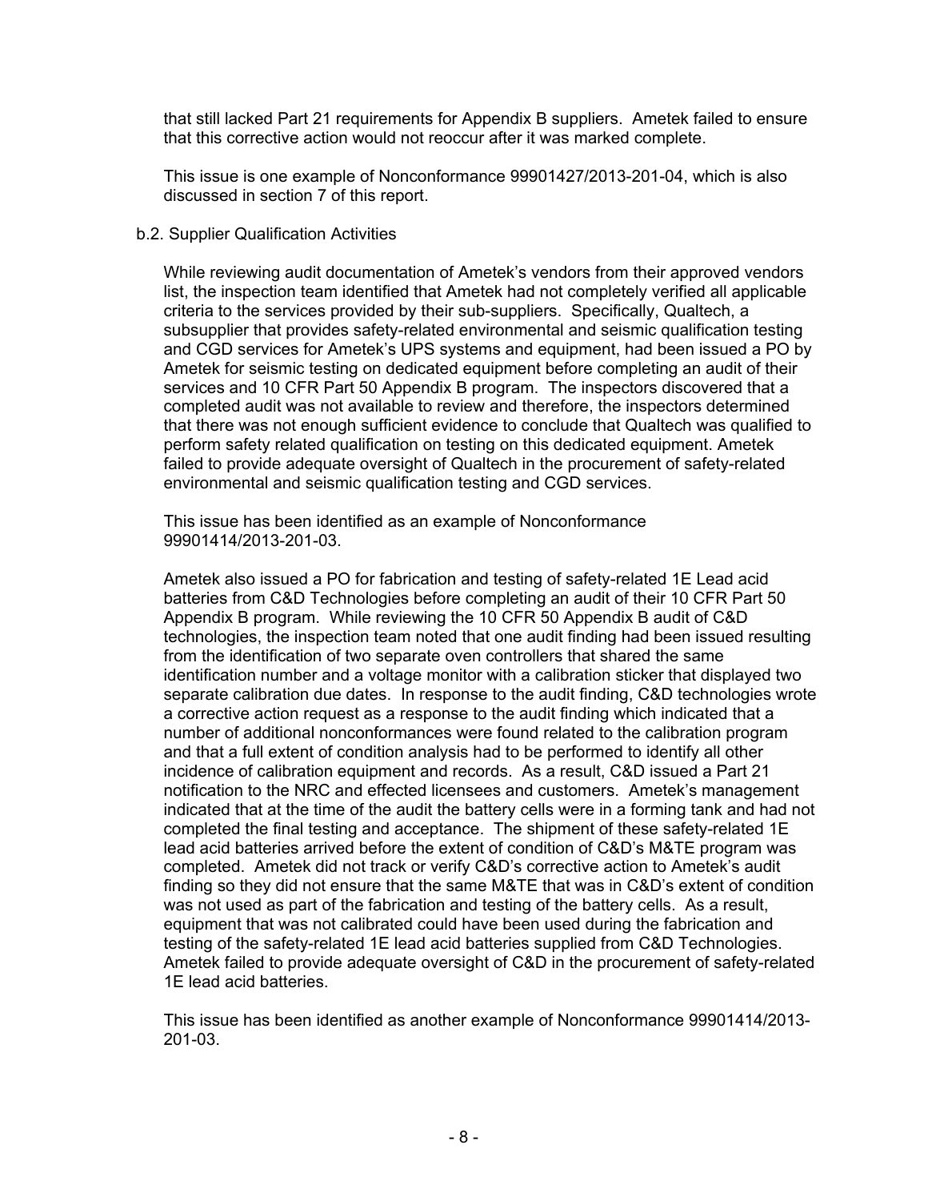that still lacked Part 21 requirements for Appendix B suppliers. Ametek failed to ensure that this corrective action would not reoccur after it was marked complete.

This issue is one example of Nonconformance 99901427/2013-201-04, which is also discussed in section 7 of this report.

b.2. Supplier Qualification Activities

While reviewing audit documentation of Ametek's vendors from their approved vendors list, the inspection team identified that Ametek had not completely verified all applicable criteria to the services provided by their sub-suppliers. Specifically, Qualtech, a subsupplier that provides safety-related environmental and seismic qualification testing and CGD services for Ametek's UPS systems and equipment, had been issued a PO by Ametek for seismic testing on dedicated equipment before completing an audit of their services and 10 CFR Part 50 Appendix B program. The inspectors discovered that a completed audit was not available to review and therefore, the inspectors determined that there was not enough sufficient evidence to conclude that Qualtech was qualified to perform safety related qualification on testing on this dedicated equipment. Ametek failed to provide adequate oversight of Qualtech in the procurement of safety-related environmental and seismic qualification testing and CGD services.

This issue has been identified as an example of Nonconformance 99901414/2013-201-03.

Ametek also issued a PO for fabrication and testing of safety-related 1E Lead acid batteries from C&D Technologies before completing an audit of their 10 CFR Part 50 Appendix B program. While reviewing the 10 CFR 50 Appendix B audit of C&D technologies, the inspection team noted that one audit finding had been issued resulting from the identification of two separate oven controllers that shared the same identification number and a voltage monitor with a calibration sticker that displayed two separate calibration due dates. In response to the audit finding, C&D technologies wrote a corrective action request as a response to the audit finding which indicated that a number of additional nonconformances were found related to the calibration program and that a full extent of condition analysis had to be performed to identify all other incidence of calibration equipment and records. As a result, C&D issued a Part 21 notification to the NRC and effected licensees and customers. Ametek's management indicated that at the time of the audit the battery cells were in a forming tank and had not completed the final testing and acceptance. The shipment of these safety-related 1E lead acid batteries arrived before the extent of condition of C&D's M&TE program was completed. Ametek did not track or verify C&D's corrective action to Ametek's audit finding so they did not ensure that the same M&TE that was in C&D's extent of condition was not used as part of the fabrication and testing of the battery cells. As a result, equipment that was not calibrated could have been used during the fabrication and testing of the safety-related 1E lead acid batteries supplied from C&D Technologies. Ametek failed to provide adequate oversight of C&D in the procurement of safety-related 1E lead acid batteries.

This issue has been identified as another example of Nonconformance 99901414/2013-201-03.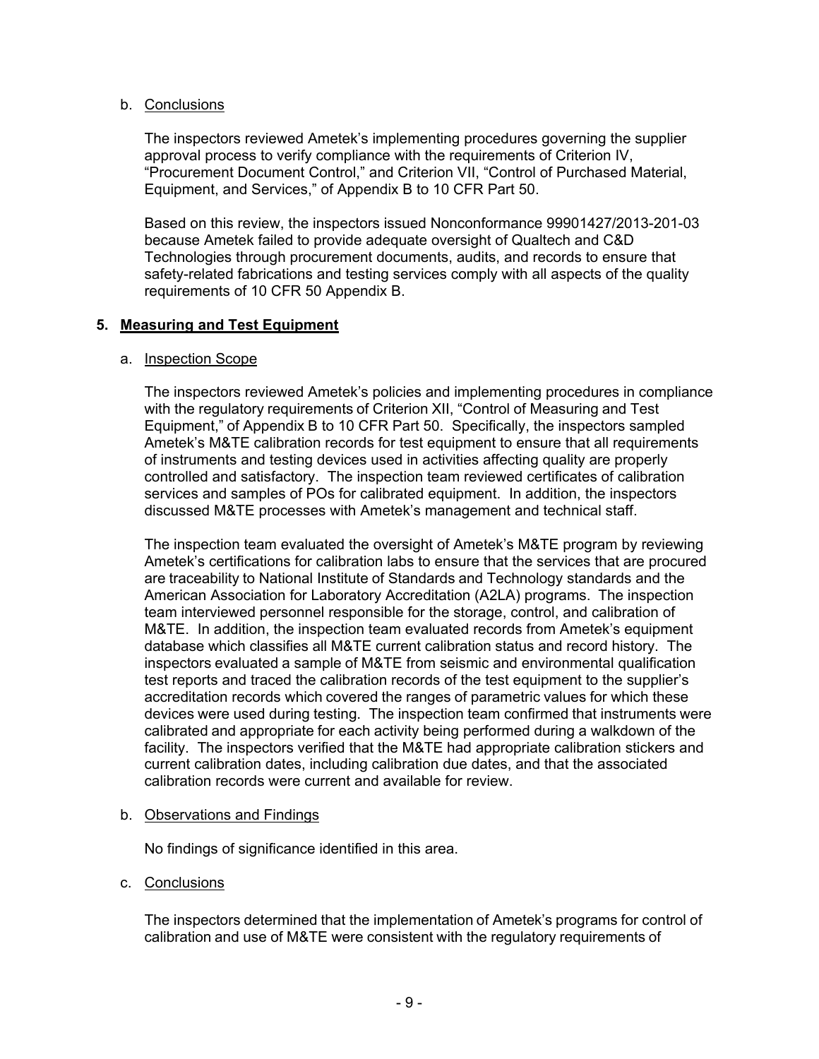b. Conclusions

The inspectors reviewed Ametek's implementing procedures governing the supplier approval process to verify compliance with the requirements of Criterion IV, "Procurement Document Control," and Criterion VII, "Control of Purchased Material, Equipment, and Services," of Appendix B to 10 CFR Part 50.

Based on this review, the inspectors issued Nonconformance 99901427/2013-201-03 because Ametek failed to provide adequate oversight of Qualtech and C&D Technologies through procurement documents, audits, and records to ensure that safety-related fabrications and testing services comply with all aspects of the quality requirements of 10 CFR 50 Appendix B.

## 5. Measuring and Test Equipment

a. Inspection Scope

The inspectors reviewed Ametek's policies and implementing procedures in compliance with the regulatory requirements of Criterion XII, "Control of Measuring and Test Equipment," of Appendix B to 10 CFR Part 50. Specifically, the inspectors sampled Ametek's M&TE calibration records for test equipment to ensure that all requirements of instruments and testing devices used in activities affecting quality are properly controlled and satisfactory. The inspection team reviewed certificates of calibration services and samples of POs for calibrated equipment. In addition, the inspectors discussed M&TE processes with Ametek's management and technical staff.

The inspection team evaluated the oversight of Ametek's M&TE program by reviewing Ametek's certifications for calibration labs to ensure that the services that are procured are traceability to National Institute of Standards and Technology standards and the American Association for Laboratory Accreditation (A2LA) programs. The inspection team interviewed personnel responsible for the storage, control, and calibration of M&TE. In addition, the inspection team evaluated records from Ametek's equipment database which classifies all M&TE current calibration status and record history. The inspectors evaluated a sample of M&TE from seismic and environmental qualification test reports and traced the calibration records of the test equipment to the supplier's accreditation records which covered the ranges of parametric values for which these devices were used during testing. The inspection team confirmed that instruments were calibrated and appropriate for each activity being performed during a walkdown of the facility. The inspectors verified that the M&TE had appropriate calibration stickers and current calibration dates, including calibration due dates, and that the associated calibration records were current and available for review.

b. Observations and Findings

No findings of significance identified in this area.

c. Conclusions

The inspectors determined that the implementation of Ametek's programs for control of calibration and use of M&TE were consistent with the regulatory requirements of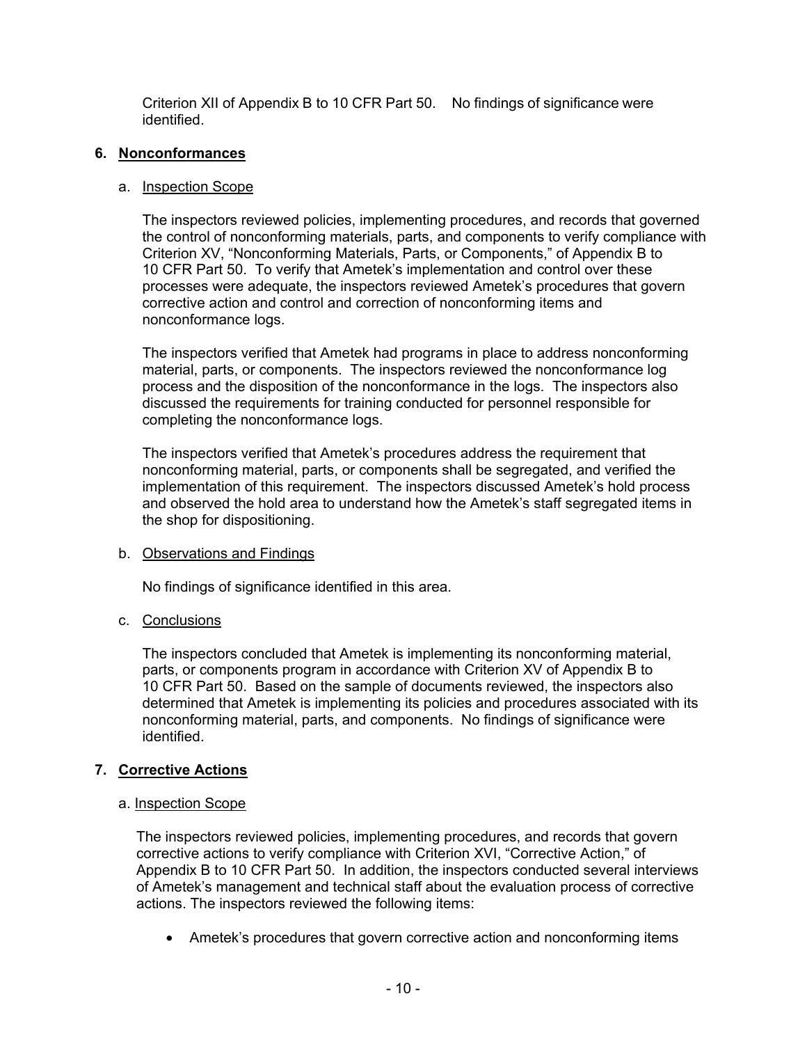Criterion XII of Appendix B to 10 CFR Part 50. No findings of significance were identified.

## 6. Nonconformances

### a. Inspection Scope

The inspectors reviewed policies, implementing procedures, and records that governed the control of nonconforming materials, parts, and components to verify compliance with Criterion XV, "Nonconforming Materials, Parts, or Components," of Appendix B to 10 CFR Part 50. To verify that Ametek's implementation and control over these processes were adequate, the inspectors reviewed Ametek's procedures that govern corrective action and control and correction of nonconforming items and nonconformance logs.

The inspectors verified that Ametek had programs in place to address nonconforming material, parts, or components. The inspectors reviewed the nonconformance log process and the disposition of the nonconformance in the logs. The inspectors also discussed the requirements for training conducted for personnel responsible for completing the nonconformance logs.

The inspectors verified that Ametek's procedures address the requirement that nonconforming material, parts, or components shall be segregated, and verified the implementation of this requirement. The inspectors discussed Ametek's hold process and observed the hold area to understand how the Ametek's staff segregated items in the shop for dispositioning.

### b. Observations and Findings

No findings of significance identified in this area.

### c. Conclusions

The inspectors concluded that Ametek is implementing its nonconforming material, parts, or components program in accordance with Criterion XV of Appendix B to 10 CFR Part 50. Based on the sample of documents reviewed, the inspectors also determined that Ametek is implementing its policies and procedures associated with its nonconforming material, parts, and components. No findings of significance were identified.

## 7. Corrective Actions

### a. Inspection Scope

The inspectors reviewed policies, implementing procedures, and records that govern corrective actions to verify compliance with Criterion XVI, "Corrective Action," of Appendix B to 10 CFR Part 50. In addition, the inspectors conducted several interviews of Ametek's management and technical staff about the evaluation process of corrective actions. The inspectors reviewed the following items:

- Ametek's procedures that govern corrective action and nonconforming items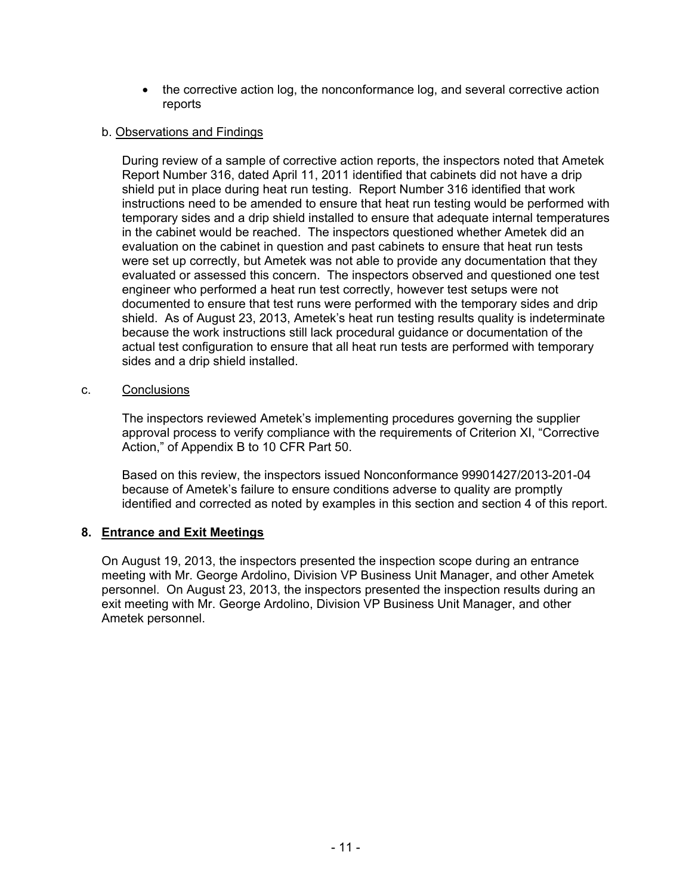- the corrective action log, the nonconformance log, and several corrective action reports

b. Observations and Findings

During review of a sample of corrective action reports, the inspectors noted that Ametek Report Number 316, dated April 11, 2011 identified that cabinets did not have a drip shield put in place during heat run testing. Report Number 316 identified that work instructions need to be amended to ensure that heat run testing would be performed with temporary sides and a drip shield installed to ensure that adequate internal temperatures in the cabinet would be reached. The inspectors questioned whether Ametek did an evaluation on the cabinet in question and past cabinets to ensure that heat run tests were set up correctly, but Ametek was not able to provide any documentation that they evaluated or assessed this concern. The inspectors observed and questioned one test engineer who performed a heat run test correctly, however test setups were not documented to ensure that test runs were performed with the temporary sides and drip shield. As of August 23, 2013, Ametek's heat run testing results quality is indeterminate because the work instructions still lack procedural guidance or documentation of the actual test configuration to ensure that all heat run tests are performed with temporary sides and a drip shield installed.

c. Conclusions

The inspectors reviewed Ametek's implementing procedures governing the supplier approval process to verify compliance with the requirements of Criterion XI, "Corrective Action," of Appendix B to 10 CFR Part 50.

Based on this review, the inspectors issued Nonconformance 99901427/2013-201-04 because of Ametek's failure to ensure conditions adverse to quality are promptly identified and corrected as noted by examples in this section and section 4 of this report.

## 8. Entrance and Exit Meetings

On August 19, 2013, the inspectors presented the inspection scope during an entrance meeting with Mr. George Ardolino, Division VP Business Unit Manager, and other Ametek personnel. On August 23, 2013, the inspectors presented the inspection results during an exit meeting with Mr. George Ardolino, Division VP Business Unit Manager, and other Ametek personnel.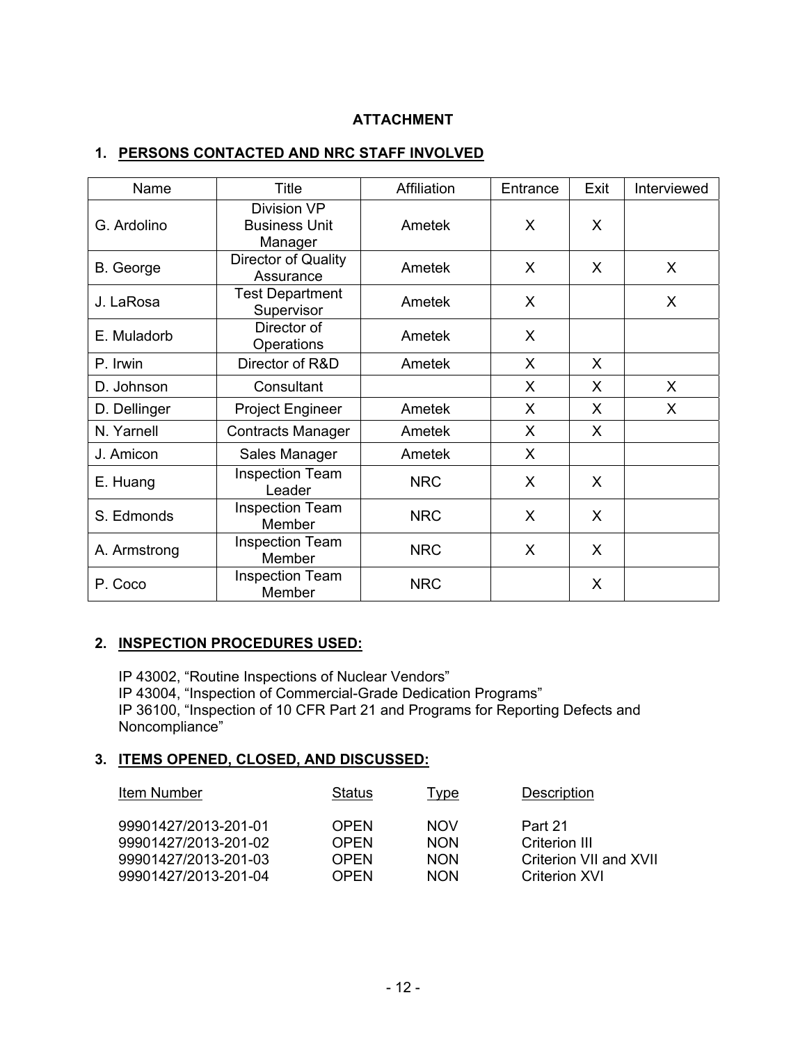**ATTACHMENT**

## 1. PERSONS CONTACTED AND NRC STAFF INVOLVED

| Name | Title | Affiliation | Entrance | Exit | Interviewed |
|---|---|---|---|---|---|
| G. Ardolino | Division VP Business Unit Manager | Ametek | X | X | |
| B. George | Director of Quality Assurance | Ametek | X | X | X |
| J. LaRosa | Test Department Supervisor | Ametek | X | | X |
| E. Muladorb | Director of Operations | Ametek | X | | |
| P. Irwin | Director of R&D | Ametek | X | X | |
| D. Johnson | Consultant | | X | X | X |
| D. Dellinger | Project Engineer | Ametek | X | X | X |
| N. Yarnell | Contracts Manager | Ametek | X | X | |
| J. Amicon | Sales Manager | Ametek | X | | |
| E. Huang | Inspection Team Leader | NRC | X | X | |
| S. Edmonds | Inspection Team Member | NRC | X | X | |
| A. Armstrong | Inspection Team Member | NRC | X | X | |
| P. Coco | Inspection Team Member | NRC | | X | |

## 2. INSPECTION PROCEDURES USED:

IP 43002, "Routine Inspections of Nuclear Vendors"
IP 43004, "Inspection of Commercial-Grade Dedication Programs"
IP 36100, "Inspection of 10 CFR Part 21 and Programs for Reporting Defects and Noncompliance"

## 3. ITEMS OPENED, CLOSED, AND DISCUSSED:

| Item Number | Status | Type | Description |
|---|---|---|---|
| 99901427/2013-201-01 | OPEN | NOV | Part 21 |
| 99901427/2013-201-02 | OPEN | NON | Criterion III |
| 99901427/2013-201-03 | OPEN | NON | Criterion VII and XVII |
| 99901427/2013-201-04 | OPEN | NON | Criterion XVI |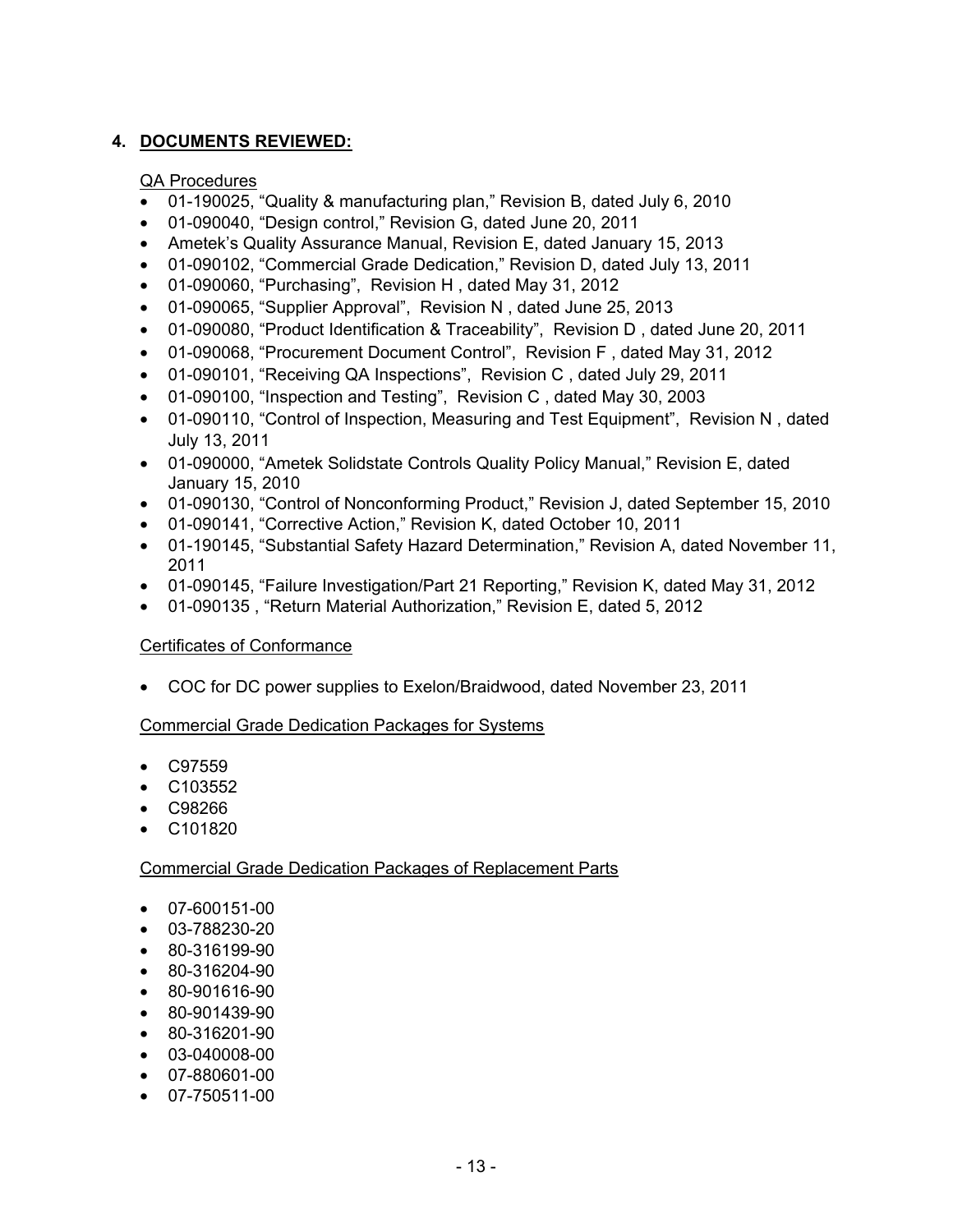## 4. DOCUMENTS REVIEWED:

QA Procedures

- 01-190025, "Quality & manufacturing plan," Revision B, dated July 6, 2010
- 01-090040, "Design control," Revision G, dated June 20, 2011
- Ametek's Quality Assurance Manual, Revision E, dated January 15, 2013
- 01-090102, "Commercial Grade Dedication," Revision D, dated July 13, 2011
- 01-090060, "Purchasing", Revision H , dated May 31, 2012
- 01-090065, "Supplier Approval", Revision N , dated June 25, 2013
- 01-090080, "Product Identification & Traceability", Revision D , dated June 20, 2011
- 01-090068, "Procurement Document Control", Revision F , dated May 31, 2012
- 01-090101, "Receiving QA Inspections", Revision C , dated July 29, 2011
- 01-090100, "Inspection and Testing", Revision C , dated May 30, 2003
- 01-090110, "Control of Inspection, Measuring and Test Equipment", Revision N , dated July 13, 2011
- 01-090000, "Ametek Solidstate Controls Quality Policy Manual," Revision E, dated January 15, 2010
- 01-090130, "Control of Nonconforming Product," Revision J, dated September 15, 2010
- 01-090141, "Corrective Action," Revision K, dated October 10, 2011
- 01-190145, "Substantial Safety Hazard Determination," Revision A, dated November 11, 2011
- 01-090145, "Failure Investigation/Part 21 Reporting," Revision K, dated May 31, 2012
- 01-090135 , "Return Material Authorization," Revision E, dated 5, 2012

Certificates of Conformance

- COC for DC power supplies to Exelon/Braidwood, dated November 23, 2011

Commercial Grade Dedication Packages for Systems

- C97559
- C103552
- C98266
- C101820

Commercial Grade Dedication Packages of Replacement Parts

- 07-600151-00
- 03-788230-20
- 80-316199-90
- 80-316204-90
- 80-901616-90
- 80-901439-90
- 80-316201-90
- 03-040008-00
- 07-880601-00
- 07-750511-00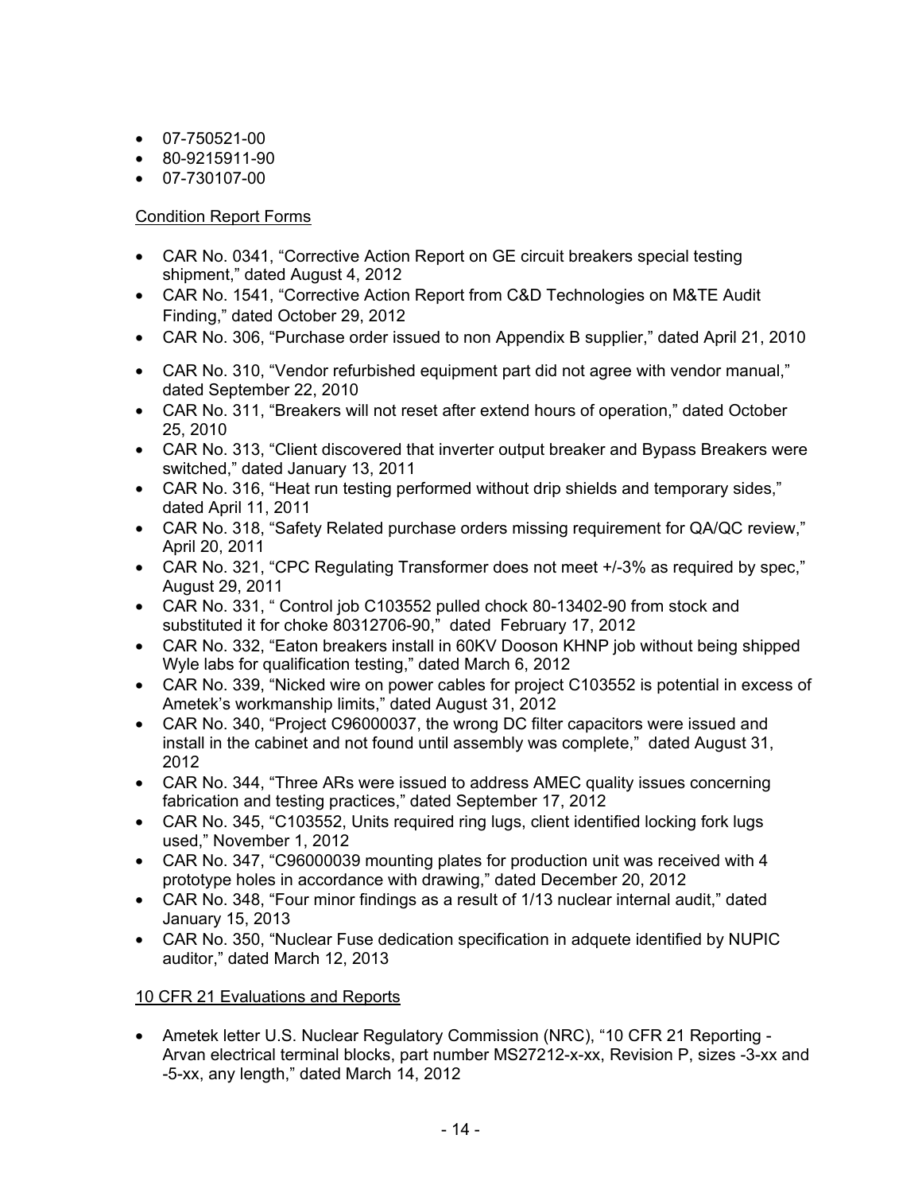- 07-750521-00
- 80-9215911-90
- 07-730107-00

Condition Report Forms

- CAR No. 0341, "Corrective Action Report on GE circuit breakers special testing shipment," dated August 4, 2012
- CAR No. 1541, "Corrective Action Report from C&D Technologies on M&TE Audit Finding," dated October 29, 2012
- CAR No. 306, "Purchase order issued to non Appendix B supplier," dated April 21, 2010
- CAR No. 310, "Vendor refurbished equipment part did not agree with vendor manual," dated September 22, 2010
- CAR No. 311, "Breakers will not reset after extend hours of operation," dated October 25, 2010
- CAR No. 313, "Client discovered that inverter output breaker and Bypass Breakers were switched," dated January 13, 2011
- CAR No. 316, "Heat run testing performed without drip shields and temporary sides," dated April 11, 2011
- CAR No. 318, "Safety Related purchase orders missing requirement for QA/QC review," April 20, 2011
- CAR No. 321, "CPC Regulating Transformer does not meet +/-3% as required by spec," August 29, 2011
- CAR No. 331, " Control job C103552 pulled chock 80-13402-90 from stock and substituted it for choke 80312706-90," dated February 17, 2012
- CAR No. 332, "Eaton breakers install in 60KV Dooson KHNP job without being shipped Wyle labs for qualification testing," dated March 6, 2012
- CAR No. 339, "Nicked wire on power cables for project C103552 is potential in excess of Ametek's workmanship limits," dated August 31, 2012
- CAR No. 340, "Project C96000037, the wrong DC filter capacitors were issued and install in the cabinet and not found until assembly was complete," dated August 31, 2012
- CAR No. 344, "Three ARs were issued to address AMEC quality issues concerning fabrication and testing practices," dated September 17, 2012
- CAR No. 345, "C103552, Units required ring lugs, client identified locking fork lugs used," November 1, 2012
- CAR No. 347, "C96000039 mounting plates for production unit was received with 4 prototype holes in accordance with drawing," dated December 20, 2012
- CAR No. 348, "Four minor findings as a result of 1/13 nuclear internal audit," dated January 15, 2013
- CAR No. 350, "Nuclear Fuse dedication specification in adquete identified by NUPIC auditor," dated March 12, 2013

10 CFR 21 Evaluations and Reports

- Ametek letter U.S. Nuclear Regulatory Commission (NRC), "10 CFR 21 Reporting - Arvan electrical terminal blocks, part number MS27212-x-xx, Revision P, sizes -3-xx and -5-xx, any length," dated March 14, 2012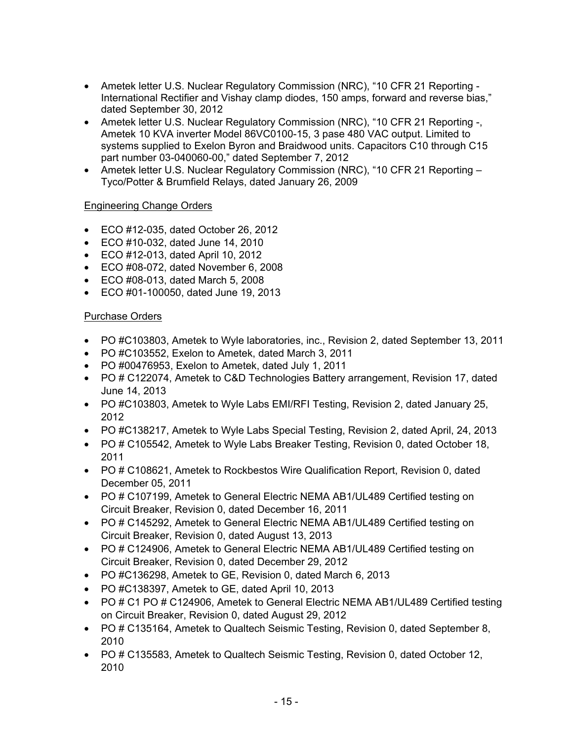- Ametek letter U.S. Nuclear Regulatory Commission (NRC), "10 CFR 21 Reporting - International Rectifier and Vishay clamp diodes, 150 amps, forward and reverse bias," dated September 30, 2012
- Ametek letter U.S. Nuclear Regulatory Commission (NRC), "10 CFR 21 Reporting -, Ametek 10 KVA inverter Model 86VC0100-15, 3 pase 480 VAC output. Limited to systems supplied to Exelon Byron and Braidwood units. Capacitors C10 through C15 part number 03-040060-00," dated September 7, 2012
- Ametek letter U.S. Nuclear Regulatory Commission (NRC), "10 CFR 21 Reporting – Tyco/Potter & Brumfield Relays, dated January 26, 2009

Engineering Change Orders

- ECO #12-035, dated October 26, 2012
- ECO #10-032, dated June 14, 2010
- ECO #12-013, dated April 10, 2012
- ECO #08-072, dated November 6, 2008
- ECO #08-013, dated March 5, 2008
- ECO #01-100050, dated June 19, 2013

Purchase Orders

- PO #C103803, Ametek to Wyle laboratories, inc., Revision 2, dated September 13, 2011
- PO #C103552, Exelon to Ametek, dated March 3, 2011
- PO #00476953, Exelon to Ametek, dated July 1, 2011
- PO # C122074, Ametek to C&D Technologies Battery arrangement, Revision 17, dated June 14, 2013
- PO #C103803, Ametek to Wyle Labs EMI/RFI Testing, Revision 2, dated January 25, 2012
- PO #C138217, Ametek to Wyle Labs Special Testing, Revision 2, dated April, 24, 2013
- PO # C105542, Ametek to Wyle Labs Breaker Testing, Revision 0, dated October 18, 2011
- PO # C108621, Ametek to Rockbestos Wire Qualification Report, Revision 0, dated December 05, 2011
- PO # C107199, Ametek to General Electric NEMA AB1/UL489 Certified testing on Circuit Breaker, Revision 0, dated December 16, 2011
- PO # C145292, Ametek to General Electric NEMA AB1/UL489 Certified testing on Circuit Breaker, Revision 0, dated August 13, 2013
- PO # C124906, Ametek to General Electric NEMA AB1/UL489 Certified testing on Circuit Breaker, Revision 0, dated December 29, 2012
- PO #C136298, Ametek to GE, Revision 0, dated March 6, 2013
- PO #C138397, Ametek to GE, dated April 10, 2013
- PO # C1 PO # C124906, Ametek to General Electric NEMA AB1/UL489 Certified testing on Circuit Breaker, Revision 0, dated August 29, 2012
- PO # C135164, Ametek to Qualtech Seismic Testing, Revision 0, dated September 8, 2010
- PO # C135583, Ametek to Qualtech Seismic Testing, Revision 0, dated October 12, 2010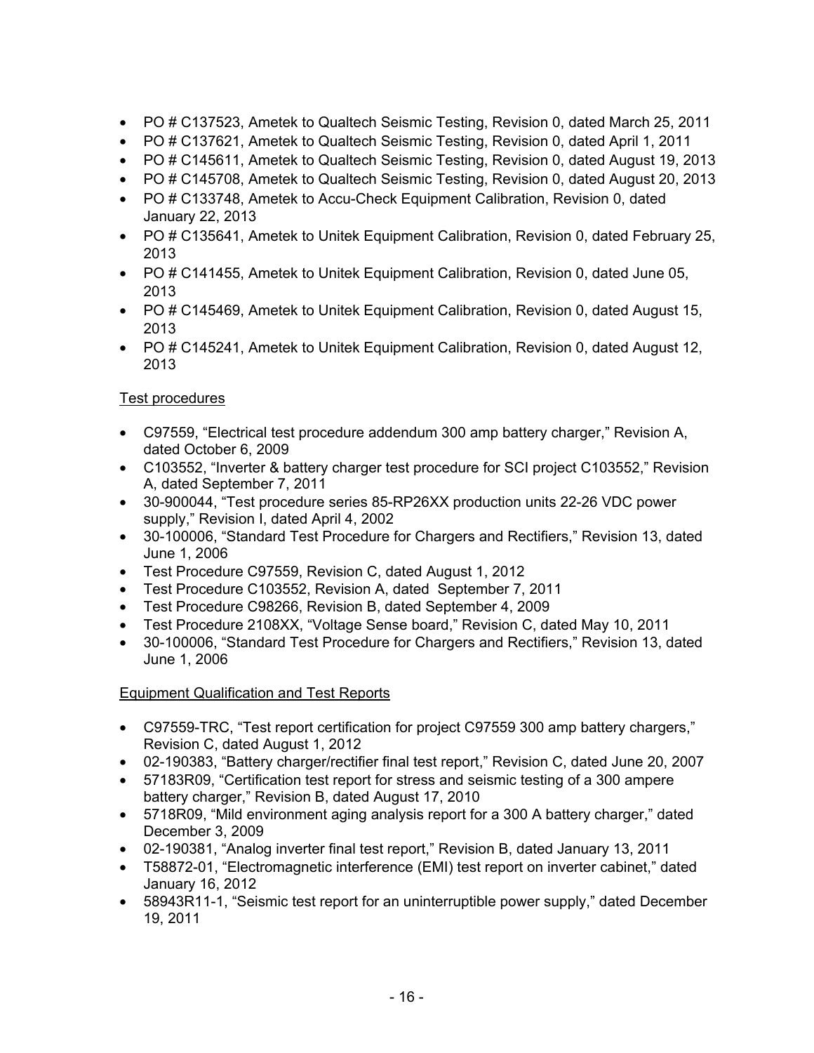- PO # C137523, Ametek to Qualtech Seismic Testing, Revision 0, dated March 25, 2011
- PO # C137621, Ametek to Qualtech Seismic Testing, Revision 0, dated April 1, 2011
- PO # C145611, Ametek to Qualtech Seismic Testing, Revision 0, dated August 19, 2013
- PO # C145708, Ametek to Qualtech Seismic Testing, Revision 0, dated August 20, 2013
- PO # C133748, Ametek to Accu-Check Equipment Calibration, Revision 0, dated January 22, 2013
- PO # C135641, Ametek to Unitek Equipment Calibration, Revision 0, dated February 25, 2013
- PO # C141455, Ametek to Unitek Equipment Calibration, Revision 0, dated June 05, 2013
- PO # C145469, Ametek to Unitek Equipment Calibration, Revision 0, dated August 15, 2013
- PO # C145241, Ametek to Unitek Equipment Calibration, Revision 0, dated August 12, 2013

Test procedures

- C97559, "Electrical test procedure addendum 300 amp battery charger," Revision A, dated October 6, 2009
- C103552, "Inverter & battery charger test procedure for SCI project C103552," Revision A, dated September 7, 2011
- 30-900044, "Test procedure series 85-RP26XX production units 22-26 VDC power supply," Revision I, dated April 4, 2002
- 30-100006, "Standard Test Procedure for Chargers and Rectifiers," Revision 13, dated June 1, 2006
- Test Procedure C97559, Revision C, dated August 1, 2012
- Test Procedure C103552, Revision A, dated September 7, 2011
- Test Procedure C98266, Revision B, dated September 4, 2009
- Test Procedure 2108XX, "Voltage Sense board," Revision C, dated May 10, 2011
- 30-100006, "Standard Test Procedure for Chargers and Rectifiers," Revision 13, dated June 1, 2006

Equipment Qualification and Test Reports

- C97559-TRC, "Test report certification for project C97559 300 amp battery chargers," Revision C, dated August 1, 2012
- 02-190383, "Battery charger/rectifier final test report," Revision C, dated June 20, 2007
- 57183R09, "Certification test report for stress and seismic testing of a 300 ampere battery charger," Revision B, dated August 17, 2010
- 5718R09, "Mild environment aging analysis report for a 300 A battery charger," dated December 3, 2009
- 02-190381, "Analog inverter final test report," Revision B, dated January 13, 2011
- T58872-01, "Electromagnetic interference (EMI) test report on inverter cabinet," dated January 16, 2012
- 58943R11-1, "Seismic test report for an uninterruptible power supply," dated December 19, 2011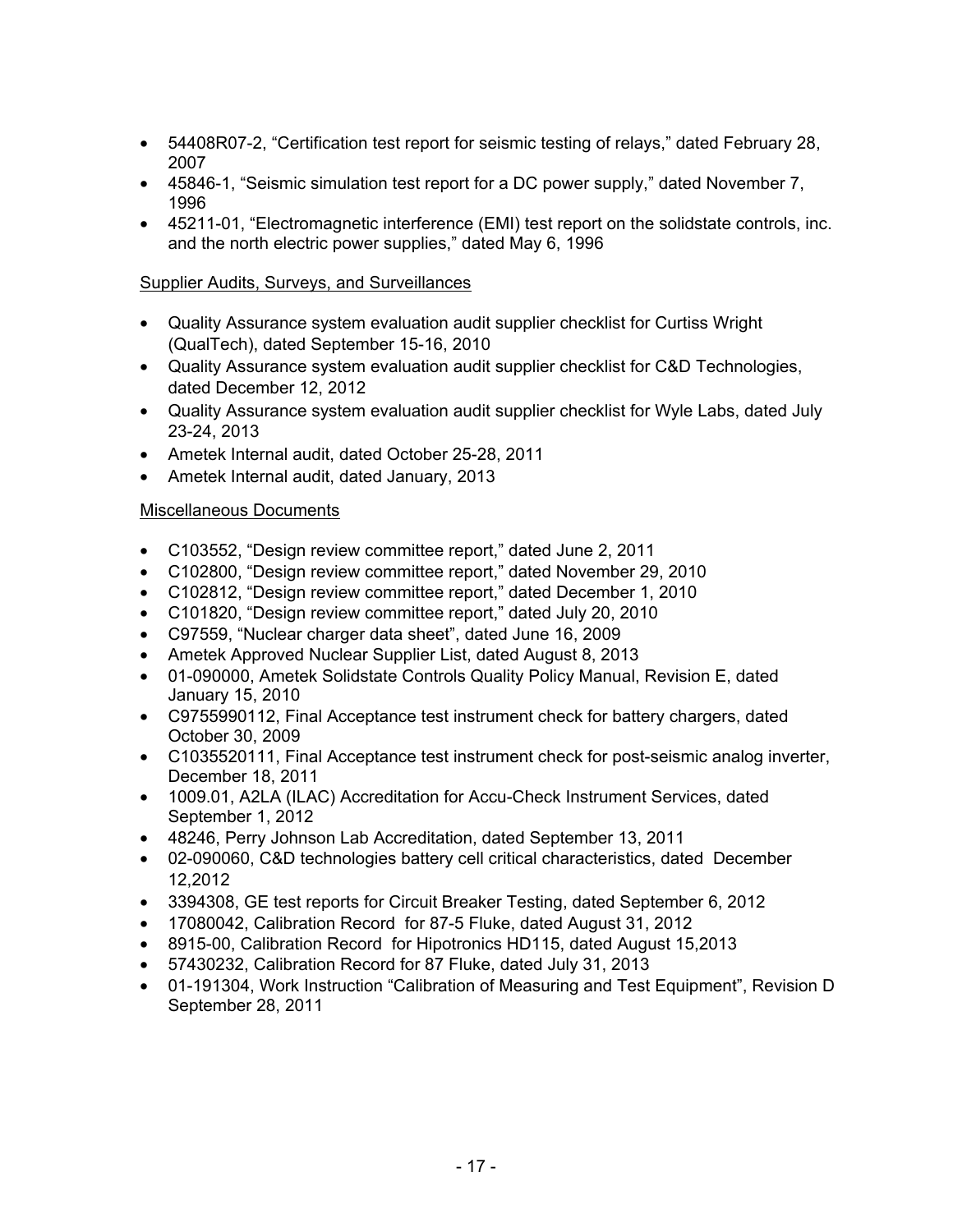- 54408R07-2, "Certification test report for seismic testing of relays," dated February 28, 2007
- 45846-1, "Seismic simulation test report for a DC power supply," dated November 7, 1996
- 45211-01, "Electromagnetic interference (EMI) test report on the solidstate controls, inc. and the north electric power supplies," dated May 6, 1996

Supplier Audits, Surveys, and Surveillances

- Quality Assurance system evaluation audit supplier checklist for Curtiss Wright (QualTech), dated September 15-16, 2010
- Quality Assurance system evaluation audit supplier checklist for C&D Technologies, dated December 12, 2012
- Quality Assurance system evaluation audit supplier checklist for Wyle Labs, dated July 23-24, 2013
- Ametek Internal audit, dated October 25-28, 2011
- Ametek Internal audit, dated January, 2013

Miscellaneous Documents

- C103552, "Design review committee report," dated June 2, 2011
- C102800, "Design review committee report," dated November 29, 2010
- C102812, "Design review committee report," dated December 1, 2010
- C101820, "Design review committee report," dated July 20, 2010
- C97559, "Nuclear charger data sheet", dated June 16, 2009
- Ametek Approved Nuclear Supplier List, dated August 8, 2013
- 01-090000, Ametek Solidstate Controls Quality Policy Manual, Revision E, dated January 15, 2010
- C9755990112, Final Acceptance test instrument check for battery chargers, dated October 30, 2009
- C1035520111, Final Acceptance test instrument check for post-seismic analog inverter, December 18, 2011
- 1009.01, A2LA (ILAC) Accreditation for Accu-Check Instrument Services, dated September 1, 2012
- 48246, Perry Johnson Lab Accreditation, dated September 13, 2011
- 02-090060, C&D technologies battery cell critical characteristics, dated December 12,2012
- 3394308, GE test reports for Circuit Breaker Testing, dated September 6, 2012
- 17080042, Calibration Record for 87-5 Fluke, dated August 31, 2012
- 8915-00, Calibration Record for Hipotronics HD115, dated August 15,2013
- 57430232, Calibration Record for 87 Fluke, dated July 31, 2013
- 01-191304, Work Instruction "Calibration of Measuring and Test Equipment", Revision D September 28, 2011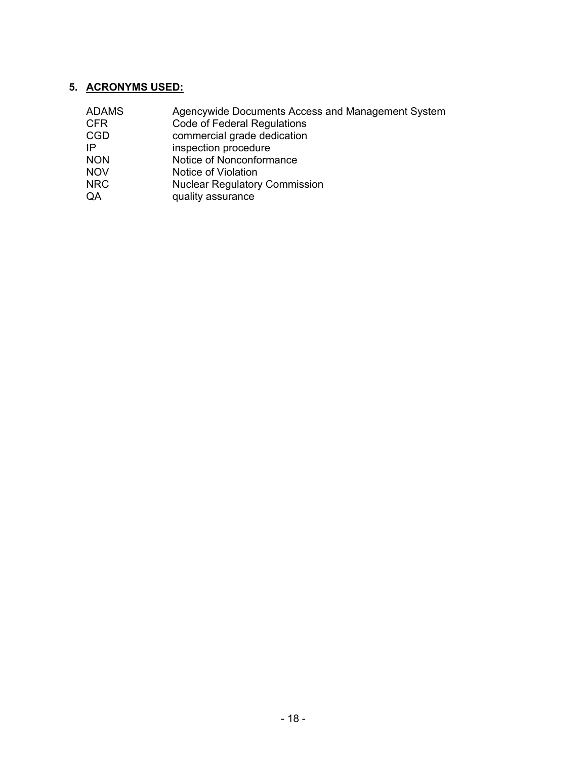## 5. ACRONYMS USED:

| | |
|---|---|
| ADAMS | Agencywide Documents Access and Management System |
| CFR | Code of Federal Regulations |
| CGD | commercial grade dedication |
| IP | inspection procedure |
| NON | Notice of Nonconformance |
| NOV | Notice of Violation |
| NRC | Nuclear Regulatory Commission |
| QA | quality assurance |